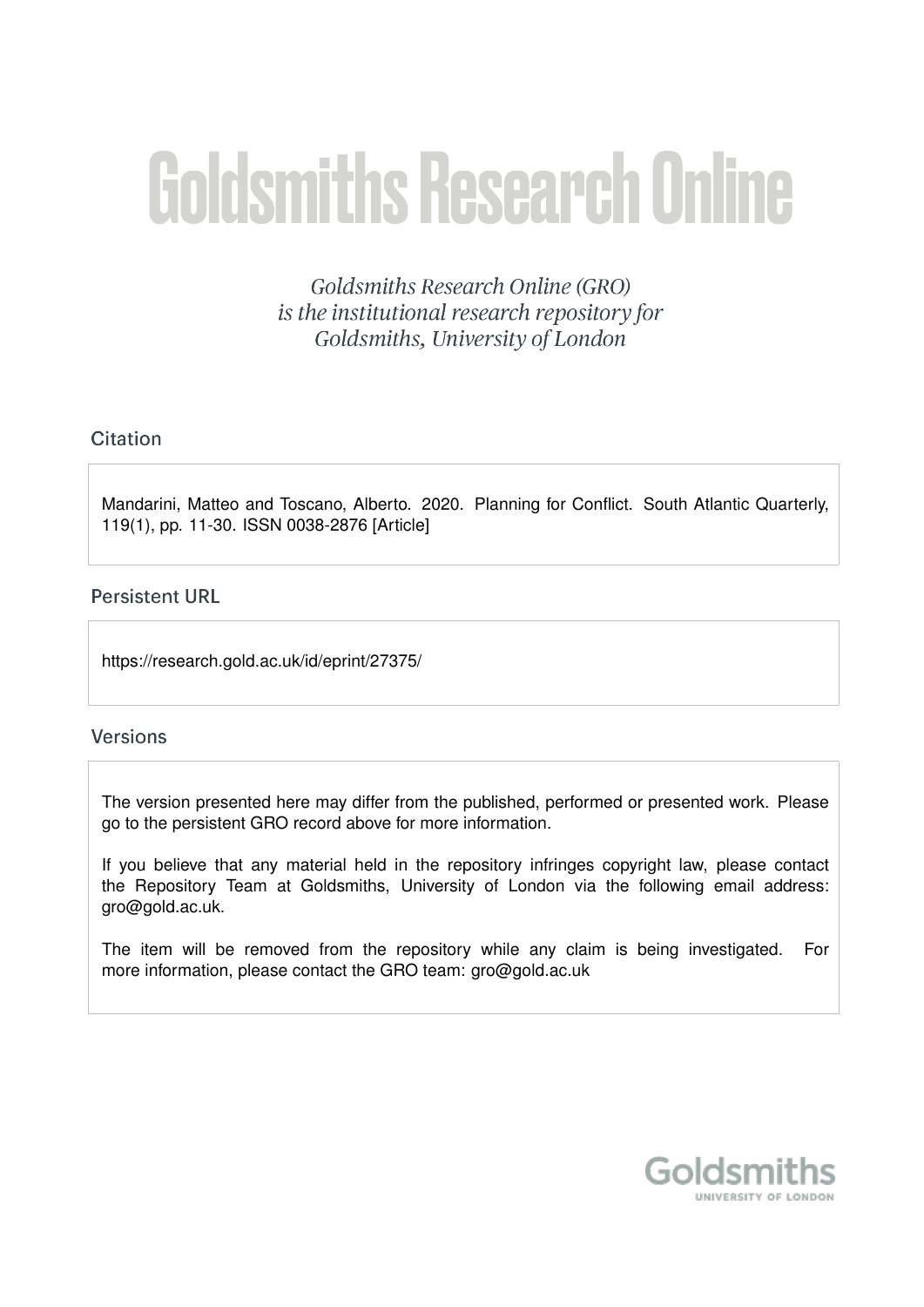# Goldsmiths Research Online

*Goldsmiths Research Online (GRO) is the institutional research repository for Goldsmiths, University of London*

## Citation

Mandarini, Matteo and Toscano, Alberto. 2020. Planning for Conflict. South Atlantic Quarterly, 119(1), pp. 11-30. ISSN 0038-2876 [Article]

## Persistent URL

https://research.gold.ac.uk/id/eprint/27375/

## Versions

The version presented here may differ from the published, performed or presented work. Please go to the persistent GRO record above for more information.

If you believe that any material held in the repository infringes copyright law, please contact the Repository Team at Goldsmiths, University of London via the following email address: gro@gold.ac.uk.

The item will be removed from the repository while any claim is being investigated. For more information, please contact the GRO team: gro@gold.ac.uk

Goldsmiths
UNIVERSITY OF LONDON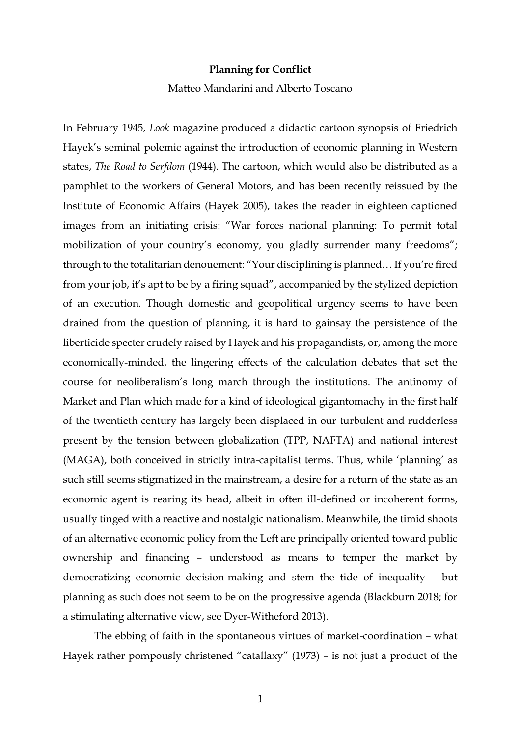**Planning for Conflict**

Matteo Mandarini and Alberto Toscano

In February 1945, *Look* magazine produced a didactic cartoon synopsis of Friedrich Hayek's seminal polemic against the introduction of economic planning in Western states, *The Road to Serfdom* (1944). The cartoon, which would also be distributed as a pamphlet to the workers of General Motors, and has been recently reissued by the Institute of Economic Affairs (Hayek 2005), takes the reader in eighteen captioned images from an initiating crisis: "War forces national planning: To permit total mobilization of your country's economy, you gladly surrender many freedoms"; through to the totalitarian denouement: "Your disciplining is planned… If you're fired from your job, it's apt to be by a firing squad", accompanied by the stylized depiction of an execution. Though domestic and geopolitical urgency seems to have been drained from the question of planning, it is hard to gainsay the persistence of the liberticide specter crudely raised by Hayek and his propagandists, or, among the more economically-minded, the lingering effects of the calculation debates that set the course for neoliberalism's long march through the institutions. The antinomy of Market and Plan which made for a kind of ideological gigantomachy in the first half of the twentieth century has largely been displaced in our turbulent and rudderless present by the tension between globalization (TPP, NAFTA) and national interest (MAGA), both conceived in strictly intra-capitalist terms. Thus, while 'planning' as such still seems stigmatized in the mainstream, a desire for a return of the state as an economic agent is rearing its head, albeit in often ill-defined or incoherent forms, usually tinged with a reactive and nostalgic nationalism. Meanwhile, the timid shoots of an alternative economic policy from the Left are principally oriented toward public ownership and financing – understood as means to temper the market by democratizing economic decision-making and stem the tide of inequality – but planning as such does not seem to be on the progressive agenda (Blackburn 2018; for a stimulating alternative view, see Dyer-Witheford 2013).

The ebbing of faith in the spontaneous virtues of market-coordination – what Hayek rather pompously christened "catallaxy" (1973) – is not just a product of the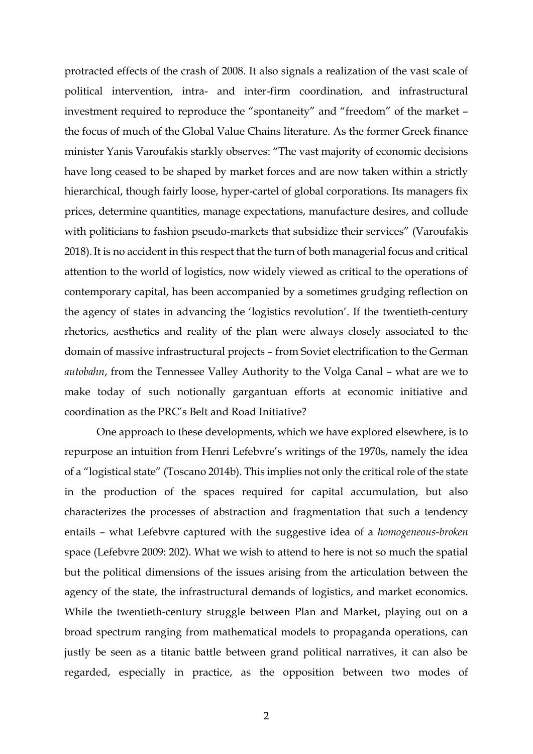protracted effects of the crash of 2008. It also signals a realization of the vast scale of political intervention, intra- and inter-firm coordination, and infrastructural investment required to reproduce the "spontaneity" and "freedom" of the market – the focus of much of the Global Value Chains literature. As the former Greek finance minister Yanis Varoufakis starkly observes: "The vast majority of economic decisions have long ceased to be shaped by market forces and are now taken within a strictly hierarchical, though fairly loose, hyper-cartel of global corporations. Its managers fix prices, determine quantities, manage expectations, manufacture desires, and collude with politicians to fashion pseudo-markets that subsidize their services" (Varoufakis 2018). It is no accident in this respect that the turn of both managerial focus and critical attention to the world of logistics, now widely viewed as critical to the operations of contemporary capital, has been accompanied by a sometimes grudging reflection on the agency of states in advancing the 'logistics revolution'. If the twentieth-century rhetorics, aesthetics and reality of the plan were always closely associated to the domain of massive infrastructural projects – from Soviet electrification to the German *autobahn*, from the Tennessee Valley Authority to the Volga Canal – what are we to make today of such notionally gargantuan efforts at economic initiative and coordination as the PRC's Belt and Road Initiative?

One approach to these developments, which we have explored elsewhere, is to repurpose an intuition from Henri Lefebvre's writings of the 1970s, namely the idea of a "logistical state" (Toscano 2014b). This implies not only the critical role of the state in the production of the spaces required for capital accumulation, but also characterizes the processes of abstraction and fragmentation that such a tendency entails – what Lefebvre captured with the suggestive idea of a *homogeneous-broken* space (Lefebvre 2009: 202). What we wish to attend to here is not so much the spatial but the political dimensions of the issues arising from the articulation between the agency of the state, the infrastructural demands of logistics, and market economics. While the twentieth-century struggle between Plan and Market, playing out on a broad spectrum ranging from mathematical models to propaganda operations, can justly be seen as a titanic battle between grand political narratives, it can also be regarded, especially in practice, as the opposition between two modes of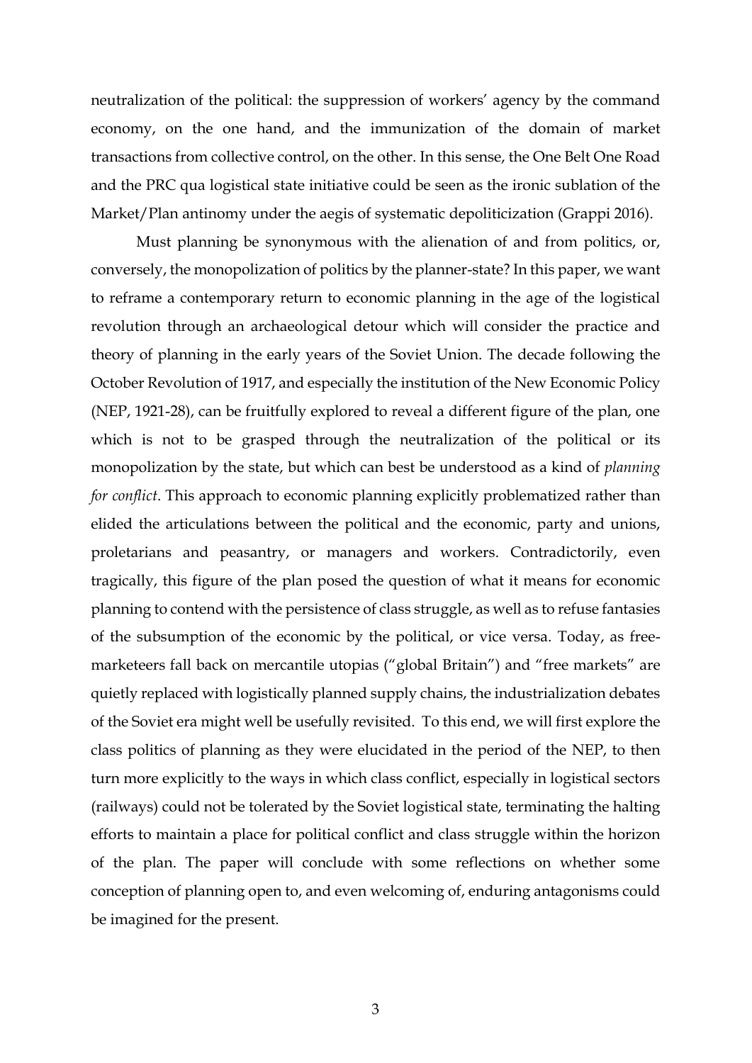neutralization of the political: the suppression of workers' agency by the command economy, on the one hand, and the immunization of the domain of market transactions from collective control, on the other. In this sense, the One Belt One Road and the PRC qua logistical state initiative could be seen as the ironic sublation of the Market/Plan antinomy under the aegis of systematic depoliticization (Grappi 2016).

Must planning be synonymous with the alienation of and from politics, or, conversely, the monopolization of politics by the planner-state? In this paper, we want to reframe a contemporary return to economic planning in the age of the logistical revolution through an archaeological detour which will consider the practice and theory of planning in the early years of the Soviet Union. The decade following the October Revolution of 1917, and especially the institution of the New Economic Policy (NEP, 1921-28), can be fruitfully explored to reveal a different figure of the plan, one which is not to be grasped through the neutralization of the political or its monopolization by the state, but which can best be understood as a kind of *planning for conflict*. This approach to economic planning explicitly problematized rather than elided the articulations between the political and the economic, party and unions, proletarians and peasantry, or managers and workers. Contradictorily, even tragically, this figure of the plan posed the question of what it means for economic planning to contend with the persistence of class struggle, as well as to refuse fantasies of the subsumption of the economic by the political, or vice versa. Today, as free-marketeers fall back on mercantile utopias ("global Britain") and "free markets" are quietly replaced with logistically planned supply chains, the industrialization debates of the Soviet era might well be usefully revisited. To this end, we will first explore the class politics of planning as they were elucidated in the period of the NEP, to then turn more explicitly to the ways in which class conflict, especially in logistical sectors (railways) could not be tolerated by the Soviet logistical state, terminating the halting efforts to maintain a place for political conflict and class struggle within the horizon of the plan. The paper will conclude with some reflections on whether some conception of planning open to, and even welcoming of, enduring antagonisms could be imagined for the present.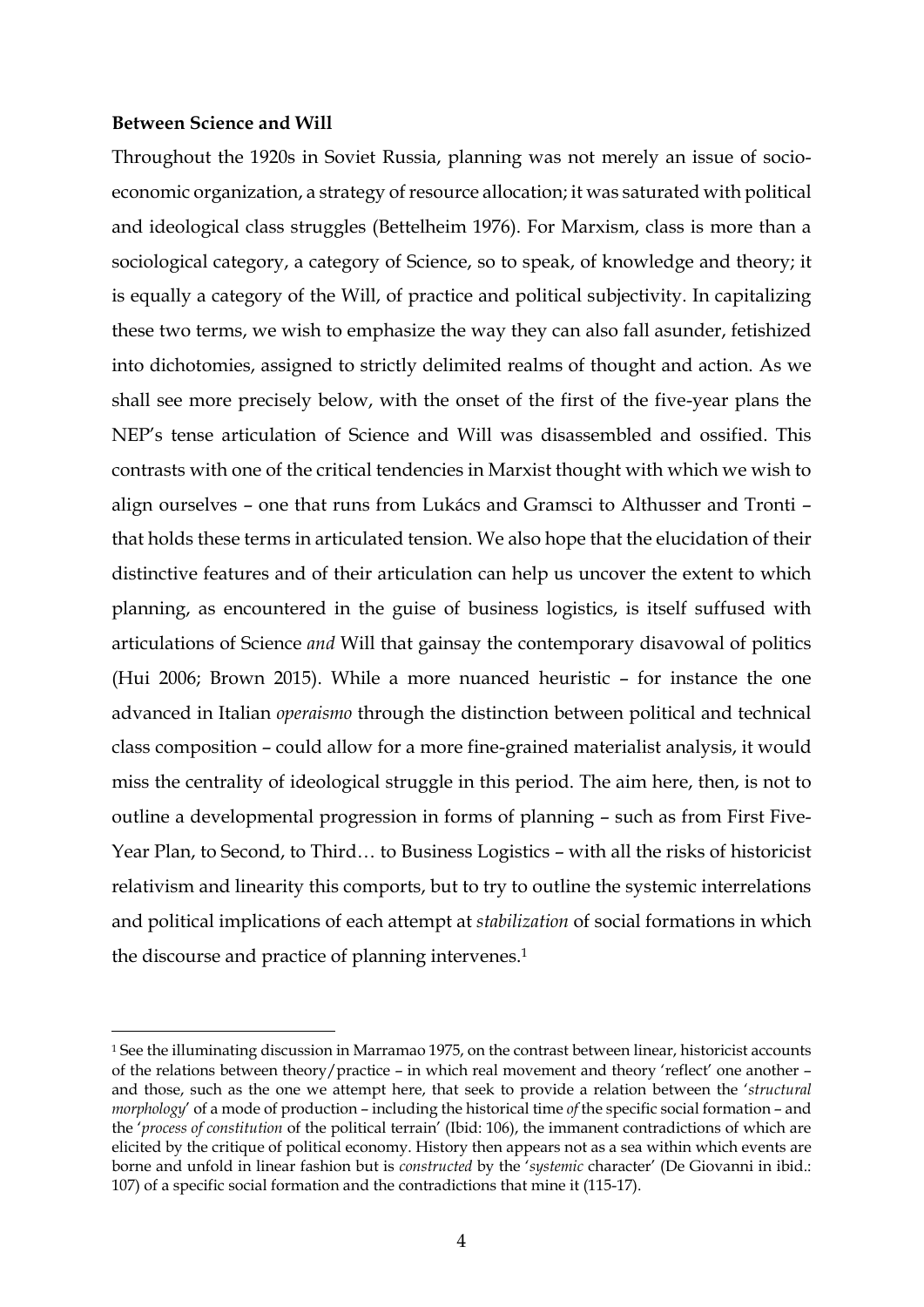**Between Science and Will**

Throughout the 1920s in Soviet Russia, planning was not merely an issue of socio-economic organization, a strategy of resource allocation; it was saturated with political and ideological class struggles (Bettelheim 1976). For Marxism, class is more than a sociological category, a category of Science, so to speak, of knowledge and theory; it is equally a category of the Will, of practice and political subjectivity. In capitalizing these two terms, we wish to emphasize the way they can also fall asunder, fetishized into dichotomies, assigned to strictly delimited realms of thought and action. As we shall see more precisely below, with the onset of the first of the five-year plans the NEP's tense articulation of Science and Will was disassembled and ossified. This contrasts with one of the critical tendencies in Marxist thought with which we wish to align ourselves – one that runs from Lukács and Gramsci to Althusser and Tronti – that holds these terms in articulated tension. We also hope that the elucidation of their distinctive features and of their articulation can help us uncover the extent to which planning, as encountered in the guise of business logistics, is itself suffused with articulations of Science *and* Will that gainsay the contemporary disavowal of politics (Hui 2006; Brown 2015). While a more nuanced heuristic – for instance the one advanced in Italian *operaismo* through the distinction between political and technical class composition – could allow for a more fine-grained materialist analysis, it would miss the centrality of ideological struggle in this period. The aim here, then, is not to outline a developmental progression in forms of planning – such as from First Five-Year Plan, to Second, to Third… to Business Logistics – with all the risks of historicist relativism and linearity this comports, but to try to outline the systemic interrelations and political implications of each attempt at *stabilization* of social formations in which the discourse and practice of planning intervenes.[1]

[1] See the illuminating discussion in Marramao 1975, on the contrast between linear, historicist accounts of the relations between theory/practice – in which real movement and theory 'reflect' one another – and those, such as the one we attempt here, that seek to provide a relation between the '*structural morphology*' of a mode of production – including the historical time *of* the specific social formation – and the '*process of constitution* of the political terrain' (Ibid: 106), the immanent contradictions of which are elicited by the critique of political economy. History then appears not as a sea within which events are borne and unfold in linear fashion but is *constructed* by the '*systemic* character' (De Giovanni in ibid.: 107) of a specific social formation and the contradictions that mine it (115-17).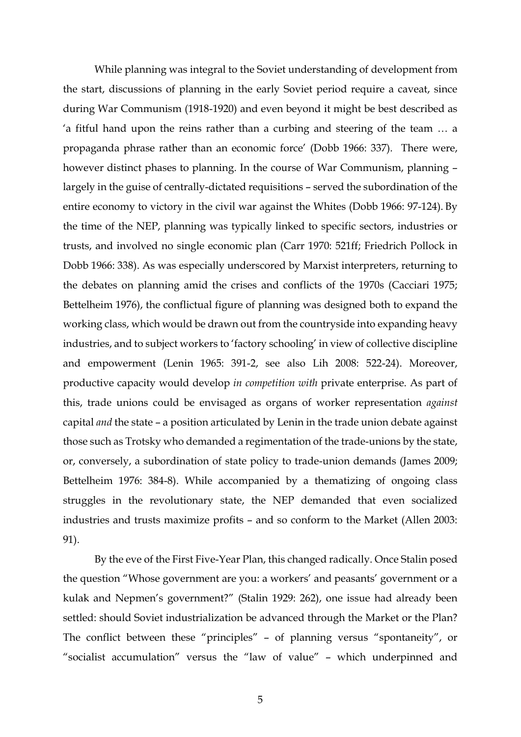While planning was integral to the Soviet understanding of development from the start, discussions of planning in the early Soviet period require a caveat, since during War Communism (1918-1920) and even beyond it might be best described as 'a fitful hand upon the reins rather than a curbing and steering of the team … a propaganda phrase rather than an economic force' (Dobb 1966: 337). There were, however distinct phases to planning. In the course of War Communism, planning – largely in the guise of centrally-dictated requisitions – served the subordination of the entire economy to victory in the civil war against the Whites (Dobb 1966: 97-124). By the time of the NEP, planning was typically linked to specific sectors, industries or trusts, and involved no single economic plan (Carr 1970: 521ff; Friedrich Pollock in Dobb 1966: 338). As was especially underscored by Marxist interpreters, returning to the debates on planning amid the crises and conflicts of the 1970s (Cacciari 1975; Bettelheim 1976), the conflictual figure of planning was designed both to expand the working class, which would be drawn out from the countryside into expanding heavy industries, and to subject workers to 'factory schooling' in view of collective discipline and empowerment (Lenin 1965: 391-2, see also Lih 2008: 522-24). Moreover, productive capacity would develop *in competition with* private enterprise. As part of this, trade unions could be envisaged as organs of worker representation *against* capital *and* the state – a position articulated by Lenin in the trade union debate against those such as Trotsky who demanded a regimentation of the trade-unions by the state, or, conversely, a subordination of state policy to trade-union demands (James 2009; Bettelheim 1976: 384-8). While accompanied by a thematizing of ongoing class struggles in the revolutionary state, the NEP demanded that even socialized industries and trusts maximize profits – and so conform to the Market (Allen 2003: 91).

By the eve of the First Five-Year Plan, this changed radically. Once Stalin posed the question "Whose government are you: a workers' and peasants' government or a kulak and Nepmen's government?" (Stalin 1929: 262), one issue had already been settled: should Soviet industrialization be advanced through the Market or the Plan? The conflict between these "principles" – of planning versus "spontaneity", or "socialist accumulation" versus the "law of value" – which underpinned and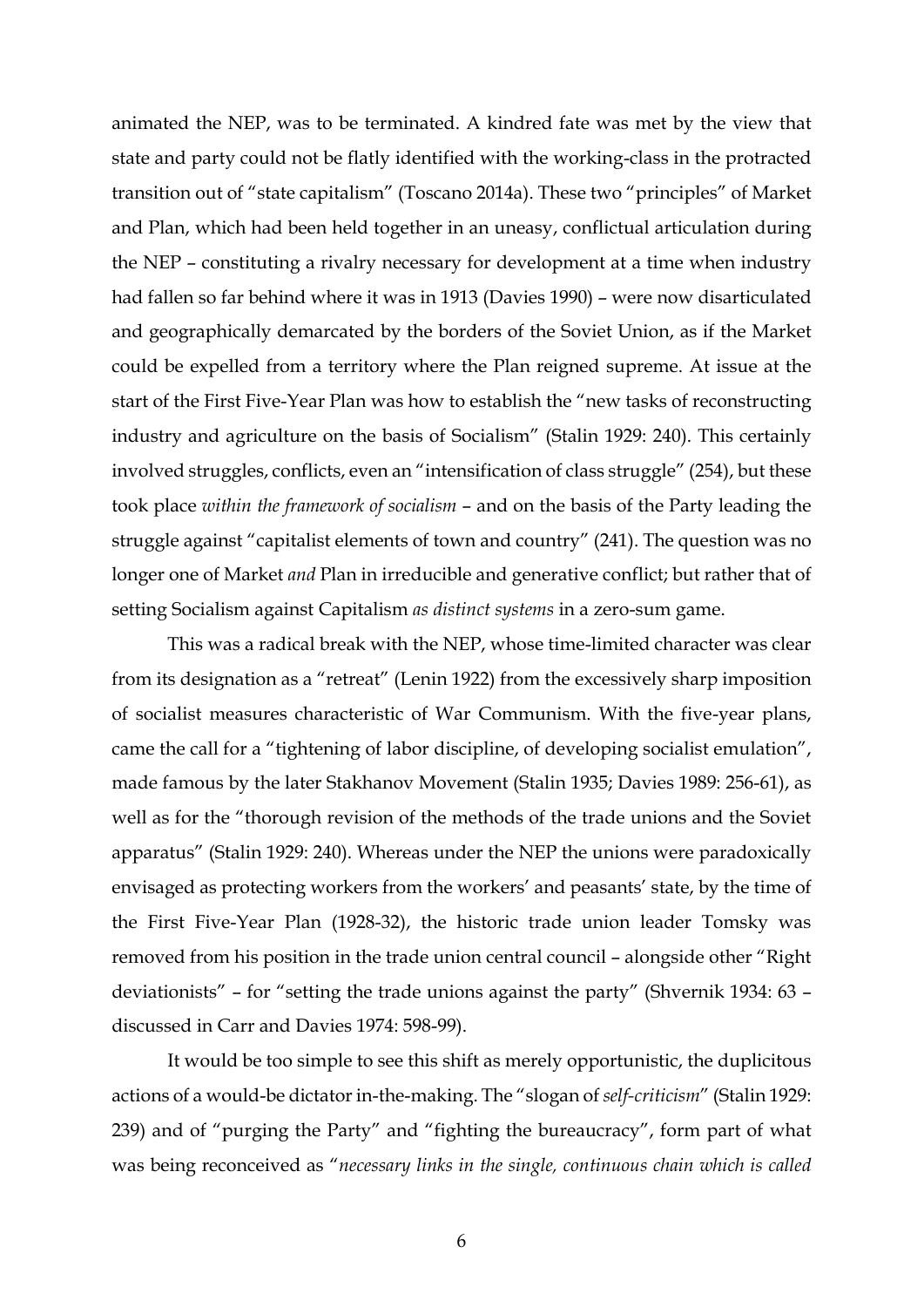animated the NEP, was to be terminated. A kindred fate was met by the view that state and party could not be flatly identified with the working-class in the protracted transition out of "state capitalism" (Toscano 2014a). These two "principles" of Market and Plan, which had been held together in an uneasy, conflictual articulation during the NEP – constituting a rivalry necessary for development at a time when industry had fallen so far behind where it was in 1913 (Davies 1990) – were now disarticulated and geographically demarcated by the borders of the Soviet Union, as if the Market could be expelled from a territory where the Plan reigned supreme. At issue at the start of the First Five-Year Plan was how to establish the "new tasks of reconstructing industry and agriculture on the basis of Socialism" (Stalin 1929: 240). This certainly involved struggles, conflicts, even an "intensification of class struggle" (254), but these took place *within the framework of socialism* – and on the basis of the Party leading the struggle against "capitalist elements of town and country" (241). The question was no longer one of Market *and* Plan in irreducible and generative conflict; but rather that of setting Socialism against Capitalism *as distinct systems* in a zero-sum game.

This was a radical break with the NEP, whose time-limited character was clear from its designation as a "retreat" (Lenin 1922) from the excessively sharp imposition of socialist measures characteristic of War Communism. With the five-year plans, came the call for a "tightening of labor discipline, of developing socialist emulation", made famous by the later Stakhanov Movement (Stalin 1935; Davies 1989: 256-61), as well as for the "thorough revision of the methods of the trade unions and the Soviet apparatus" (Stalin 1929: 240). Whereas under the NEP the unions were paradoxically envisaged as protecting workers from the workers' and peasants' state, by the time of the First Five-Year Plan (1928-32), the historic trade union leader Tomsky was removed from his position in the trade union central council – alongside other "Right deviationists" – for "setting the trade unions against the party" (Shvernik 1934: 63 – discussed in Carr and Davies 1974: 598-99).

It would be too simple to see this shift as merely opportunistic, the duplicitous actions of a would-be dictator in-the-making. The "slogan of *self-criticism*" (Stalin 1929: 239) and of "purging the Party" and "fighting the bureaucracy", form part of what was being reconceived as "*necessary links in the single, continuous chain which is called*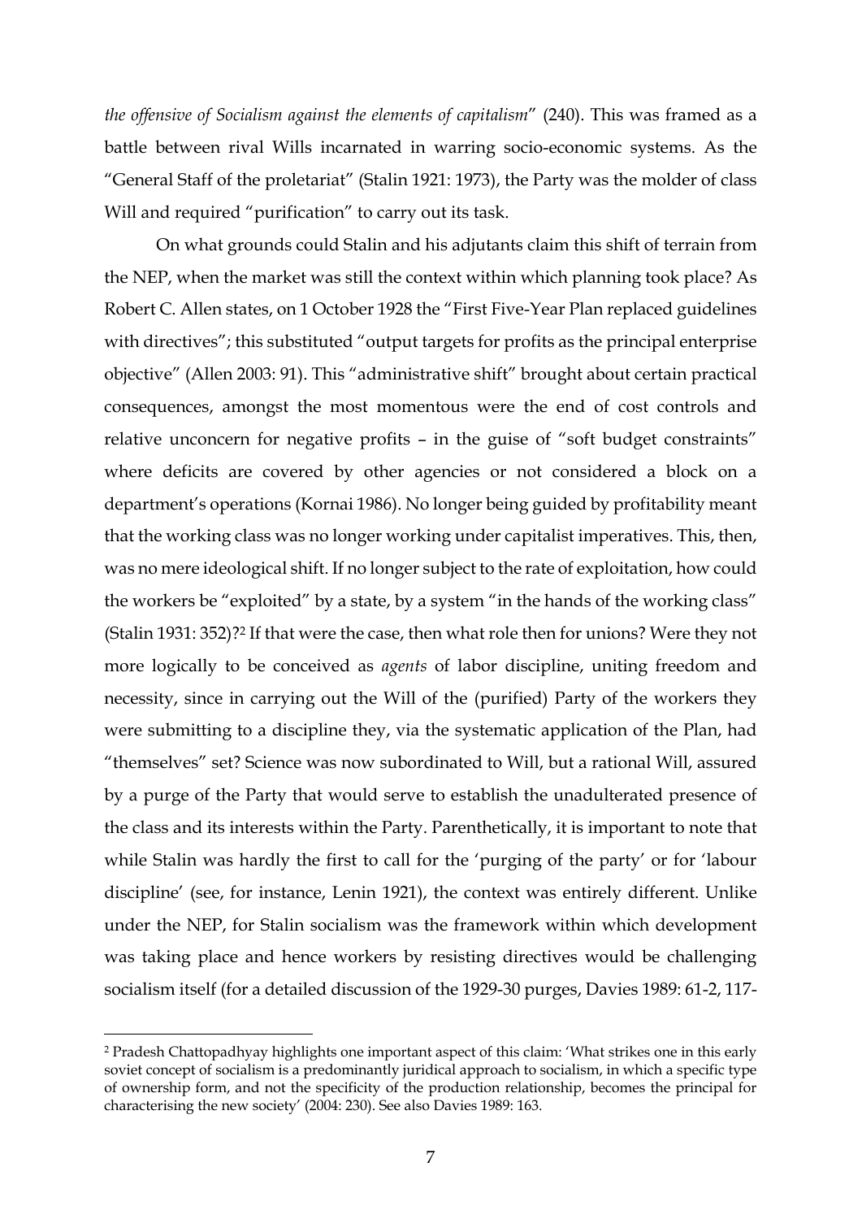*the offensive of Socialism against the elements of capitalism*" (240). This was framed as a battle between rival Wills incarnated in warring socio-economic systems. As the "General Staff of the proletariat" (Stalin 1921: 1973), the Party was the molder of class Will and required "purification" to carry out its task.

On what grounds could Stalin and his adjutants claim this shift of terrain from the NEP, when the market was still the context within which planning took place? As Robert C. Allen states, on 1 October 1928 the "First Five-Year Plan replaced guidelines with directives"; this substituted "output targets for profits as the principal enterprise objective" (Allen 2003: 91). This "administrative shift" brought about certain practical consequences, amongst the most momentous were the end of cost controls and relative unconcern for negative profits – in the guise of "soft budget constraints" where deficits are covered by other agencies or not considered a block on a department's operations (Kornai 1986). No longer being guided by profitability meant that the working class was no longer working under capitalist imperatives. This, then, was no mere ideological shift. If no longer subject to the rate of exploitation, how could the workers be "exploited" by a state, by a system "in the hands of the working class" (Stalin 1931: 352)?[2] If that were the case, then what role then for unions? Were they not more logically to be conceived as *agents* of labor discipline, uniting freedom and necessity, since in carrying out the Will of the (purified) Party of the workers they were submitting to a discipline they, via the systematic application of the Plan, had "themselves" set? Science was now subordinated to Will, but a rational Will, assured by a purge of the Party that would serve to establish the unadulterated presence of the class and its interests within the Party. Parenthetically, it is important to note that while Stalin was hardly the first to call for the 'purging of the party' or for 'labour discipline' (see, for instance, Lenin 1921), the context was entirely different. Unlike under the NEP, for Stalin socialism was the framework within which development was taking place and hence workers by resisting directives would be challenging socialism itself (for a detailed discussion of the 1929-30 purges, Davies 1989: 61-2, 117-

---

[2] Pradesh Chattopadhyay highlights one important aspect of this claim: 'What strikes one in this early soviet concept of socialism is a predominantly juridical approach to socialism, in which a specific type of ownership form, and not the specificity of the production relationship, becomes the principal for characterising the new society' (2004: 230). See also Davies 1989: 163.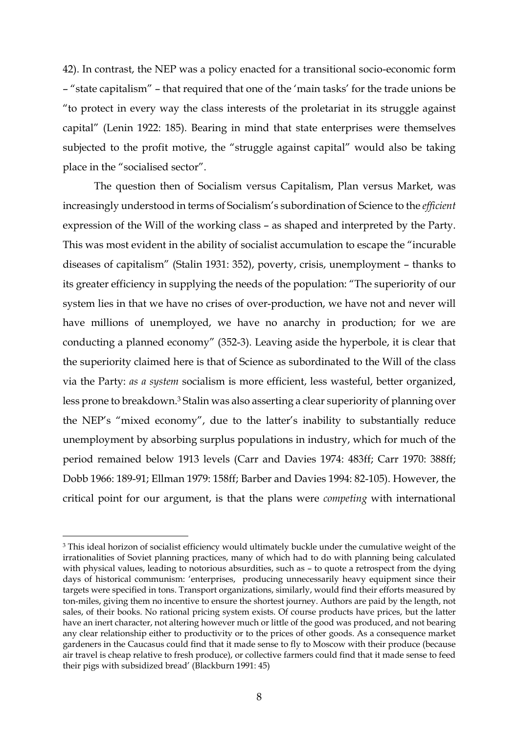42). In contrast, the NEP was a policy enacted for a transitional socio-economic form – "state capitalism" – that required that one of the 'main tasks' for the trade unions be "to protect in every way the class interests of the proletariat in its struggle against capital" (Lenin 1922: 185). Bearing in mind that state enterprises were themselves subjected to the profit motive, the "struggle against capital" would also be taking place in the "socialised sector".

The question then of Socialism versus Capitalism, Plan versus Market, was increasingly understood in terms of Socialism's subordination of Science to the *efficient* expression of the Will of the working class – as shaped and interpreted by the Party. This was most evident in the ability of socialist accumulation to escape the "incurable diseases of capitalism" (Stalin 1931: 352), poverty, crisis, unemployment – thanks to its greater efficiency in supplying the needs of the population: "The superiority of our system lies in that we have no crises of over-production, we have not and never will have millions of unemployed, we have no anarchy in production; for we are conducting a planned economy" (352-3). Leaving aside the hyperbole, it is clear that the superiority claimed here is that of Science as subordinated to the Will of the class via the Party: *as a system* socialism is more efficient, less wasteful, better organized, less prone to breakdown.[3] Stalin was also asserting a clear superiority of planning over the NEP's "mixed economy", due to the latter's inability to substantially reduce unemployment by absorbing surplus populations in industry, which for much of the period remained below 1913 levels (Carr and Davies 1974: 483ff; Carr 1970: 388ff; Dobb 1966: 189-91; Ellman 1979: 158ff; Barber and Davies 1994: 82-105). However, the critical point for our argument, is that the plans were *competing* with international

---

[3] This ideal horizon of socialist efficiency would ultimately buckle under the cumulative weight of the irrationalities of Soviet planning practices, many of which had to do with planning being calculated with physical values, leading to notorious absurdities, such as – to quote a retrospect from the dying days of historical communism: 'enterprises, producing unnecessarily heavy equipment since their targets were specified in tons. Transport organizations, similarly, would find their efforts measured by ton-miles, giving them no incentive to ensure the shortest journey. Authors are paid by the length, not sales, of their books. No rational pricing system exists. Of course products have prices, but the latter have an inert character, not altering however much or little of the good was produced, and not bearing any clear relationship either to productivity or to the prices of other goods. As a consequence market gardeners in the Caucasus could find that it made sense to fly to Moscow with their produce (because air travel is cheap relative to fresh produce), or collective farmers could find that it made sense to feed their pigs with subsidized bread' (Blackburn 1991: 45)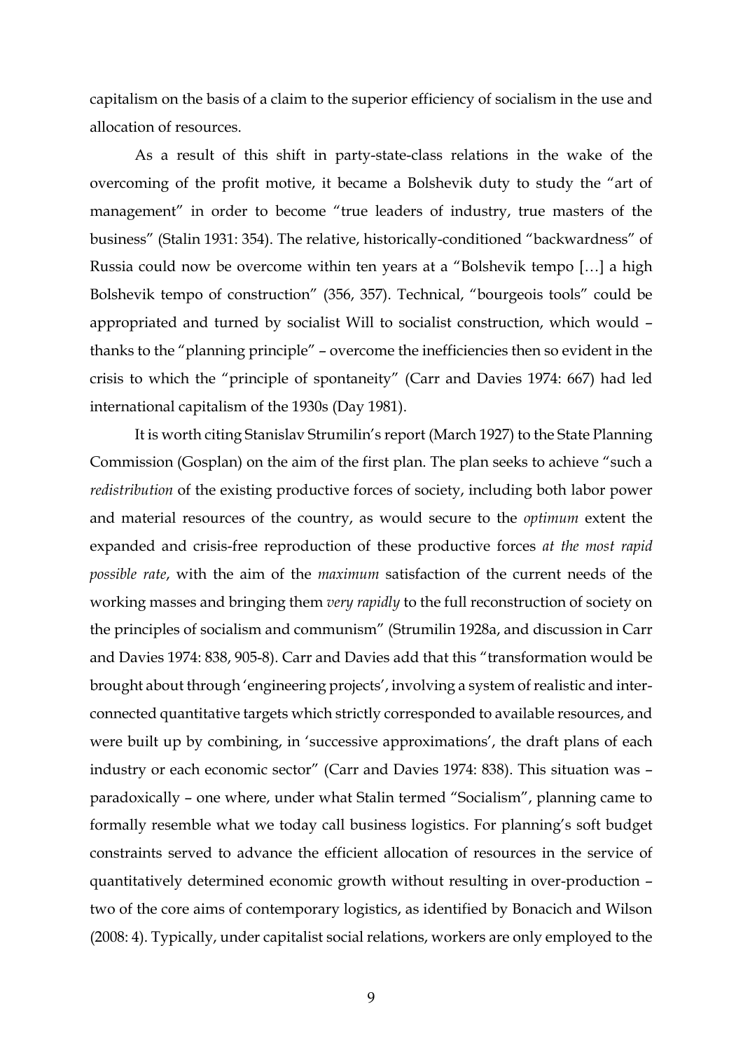capitalism on the basis of a claim to the superior efficiency of socialism in the use and allocation of resources.

As a result of this shift in party-state-class relations in the wake of the overcoming of the profit motive, it became a Bolshevik duty to study the "art of management" in order to become "true leaders of industry, true masters of the business" (Stalin 1931: 354). The relative, historically-conditioned "backwardness" of Russia could now be overcome within ten years at a "Bolshevik tempo […] a high Bolshevik tempo of construction" (356, 357). Technical, "bourgeois tools" could be appropriated and turned by socialist Will to socialist construction, which would – thanks to the "planning principle" – overcome the inefficiencies then so evident in the crisis to which the "principle of spontaneity" (Carr and Davies 1974: 667) had led international capitalism of the 1930s (Day 1981).

It is worth citing Stanislav Strumilin's report (March 1927) to the State Planning Commission (Gosplan) on the aim of the first plan. The plan seeks to achieve "such a *redistribution* of the existing productive forces of society, including both labor power and material resources of the country, as would secure to the *optimum* extent the expanded and crisis-free reproduction of these productive forces *at the most rapid possible rate*, with the aim of the *maximum* satisfaction of the current needs of the working masses and bringing them *very rapidly* to the full reconstruction of society on the principles of socialism and communism" (Strumilin 1928a, and discussion in Carr and Davies 1974: 838, 905-8). Carr and Davies add that this "transformation would be brought about through 'engineering projects', involving a system of realistic and inter-connected quantitative targets which strictly corresponded to available resources, and were built up by combining, in 'successive approximations', the draft plans of each industry or each economic sector" (Carr and Davies 1974: 838). This situation was – paradoxically – one where, under what Stalin termed "Socialism", planning came to formally resemble what we today call business logistics. For planning's soft budget constraints served to advance the efficient allocation of resources in the service of quantitatively determined economic growth without resulting in over-production – two of the core aims of contemporary logistics, as identified by Bonacich and Wilson (2008: 4). Typically, under capitalist social relations, workers are only employed to the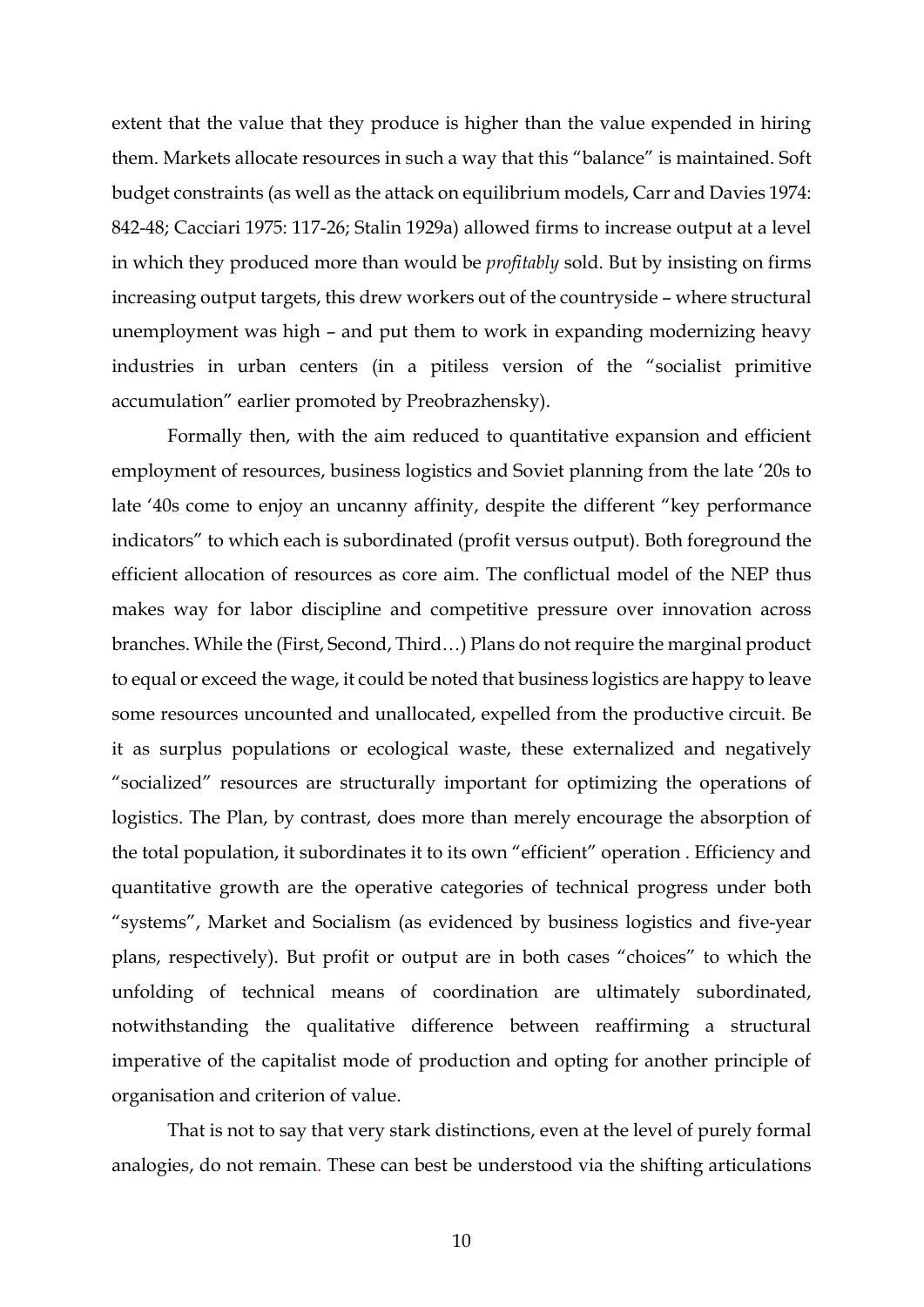extent that the value that they produce is higher than the value expended in hiring them. Markets allocate resources in such a way that this "balance" is maintained. Soft budget constraints (as well as the attack on equilibrium models, Carr and Davies 1974: 842-48; Cacciari 1975: 117-26; Stalin 1929a) allowed firms to increase output at a level in which they produced more than would be *profitably* sold. But by insisting on firms increasing output targets, this drew workers out of the countryside – where structural unemployment was high – and put them to work in expanding modernizing heavy industries in urban centers (in a pitiless version of the "socialist primitive accumulation" earlier promoted by Preobrazhensky).

Formally then, with the aim reduced to quantitative expansion and efficient employment of resources, business logistics and Soviet planning from the late '20s to late '40s come to enjoy an uncanny affinity, despite the different "key performance indicators" to which each is subordinated (profit versus output). Both foreground the efficient allocation of resources as core aim. The conflictual model of the NEP thus makes way for labor discipline and competitive pressure over innovation across branches. While the (First, Second, Third…) Plans do not require the marginal product to equal or exceed the wage, it could be noted that business logistics are happy to leave some resources uncounted and unallocated, expelled from the productive circuit. Be it as surplus populations or ecological waste, these externalized and negatively "socialized" resources are structurally important for optimizing the operations of logistics. The Plan, by contrast, does more than merely encourage the absorption of the total population, it subordinates it to its own "efficient" operation . Efficiency and quantitative growth are the operative categories of technical progress under both "systems", Market and Socialism (as evidenced by business logistics and five-year plans, respectively). But profit or output are in both cases "choices" to which the unfolding of technical means of coordination are ultimately subordinated, notwithstanding the qualitative difference between reaffirming a structural imperative of the capitalist mode of production and opting for another principle of organisation and criterion of value.

That is not to say that very stark distinctions, even at the level of purely formal analogies, do not remain. These can best be understood via the shifting articulations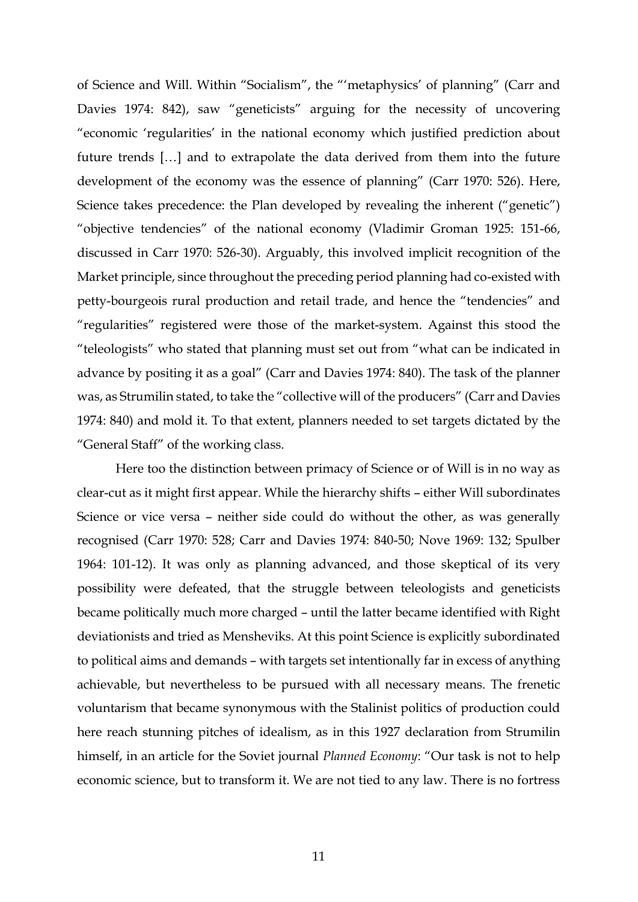of Science and Will. Within "Socialism", the "'metaphysics' of planning" (Carr and Davies 1974: 842), saw "geneticists" arguing for the necessity of uncovering "economic 'regularities' in the national economy which justified prediction about future trends […] and to extrapolate the data derived from them into the future development of the economy was the essence of planning" (Carr 1970: 526). Here, Science takes precedence: the Plan developed by revealing the inherent ("genetic") "objective tendencies" of the national economy (Vladimir Groman 1925: 151-66, discussed in Carr 1970: 526-30). Arguably, this involved implicit recognition of the Market principle, since throughout the preceding period planning had co-existed with petty-bourgeois rural production and retail trade, and hence the "tendencies" and "regularities" registered were those of the market-system. Against this stood the "teleologists" who stated that planning must set out from "what can be indicated in advance by positing it as a goal" (Carr and Davies 1974: 840). The task of the planner was, as Strumilin stated, to take the "collective will of the producers" (Carr and Davies 1974: 840) and mold it. To that extent, planners needed to set targets dictated by the "General Staff" of the working class.

Here too the distinction between primacy of Science or of Will is in no way as clear-cut as it might first appear. While the hierarchy shifts – either Will subordinates Science or vice versa – neither side could do without the other, as was generally recognised (Carr 1970: 528; Carr and Davies 1974: 840-50; Nove 1969: 132; Spulber 1964: 101-12). It was only as planning advanced, and those skeptical of its very possibility were defeated, that the struggle between teleologists and geneticists became politically much more charged – until the latter became identified with Right deviationists and tried as Mensheviks. At this point Science is explicitly subordinated to political aims and demands – with targets set intentionally far in excess of anything achievable, but nevertheless to be pursued with all necessary means. The frenetic voluntarism that became synonymous with the Stalinist politics of production could here reach stunning pitches of idealism, as in this 1927 declaration from Strumilin himself, in an article for the Soviet journal *Planned Economy*: "Our task is not to help economic science, but to transform it. We are not tied to any law. There is no fortress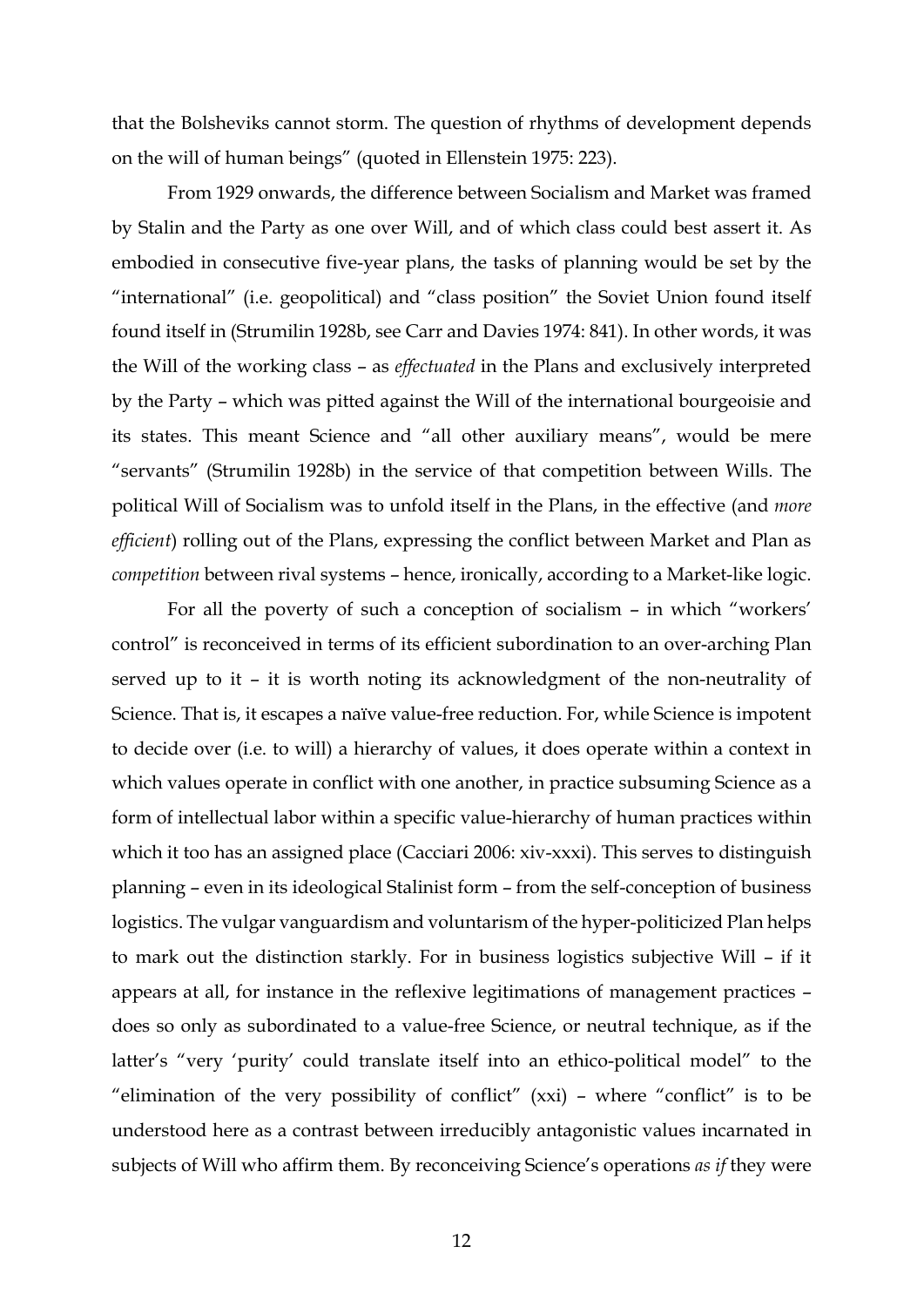that the Bolsheviks cannot storm. The question of rhythms of development depends on the will of human beings" (quoted in Ellenstein 1975: 223).

From 1929 onwards, the difference between Socialism and Market was framed by Stalin and the Party as one over Will, and of which class could best assert it. As embodied in consecutive five-year plans, the tasks of planning would be set by the "international" (i.e. geopolitical) and "class position" the Soviet Union found itself found itself in (Strumilin 1928b, see Carr and Davies 1974: 841). In other words, it was the Will of the working class – as *effectuated* in the Plans and exclusively interpreted by the Party – which was pitted against the Will of the international bourgeoisie and its states. This meant Science and "all other auxiliary means", would be mere "servants" (Strumilin 1928b) in the service of that competition between Wills. The political Will of Socialism was to unfold itself in the Plans, in the effective (and *more efficient*) rolling out of the Plans, expressing the conflict between Market and Plan as *competition* between rival systems – hence, ironically, according to a Market-like logic.

For all the poverty of such a conception of socialism – in which "workers' control" is reconceived in terms of its efficient subordination to an over-arching Plan served up to it – it is worth noting its acknowledgment of the non-neutrality of Science. That is, it escapes a naïve value-free reduction. For, while Science is impotent to decide over (i.e. to will) a hierarchy of values, it does operate within a context in which values operate in conflict with one another, in practice subsuming Science as a form of intellectual labor within a specific value-hierarchy of human practices within which it too has an assigned place (Cacciari 2006: xiv-xxxi). This serves to distinguish planning – even in its ideological Stalinist form – from the self-conception of business logistics. The vulgar vanguardism and voluntarism of the hyper-politicized Plan helps to mark out the distinction starkly. For in business logistics subjective Will – if it appears at all, for instance in the reflexive legitimations of management practices – does so only as subordinated to a value-free Science, or neutral technique, as if the latter's "very 'purity' could translate itself into an ethico-political model" to the "elimination of the very possibility of conflict" (xxi) – where "conflict" is to be understood here as a contrast between irreducibly antagonistic values incarnated in subjects of Will who affirm them. By reconceiving Science's operations *as if* they were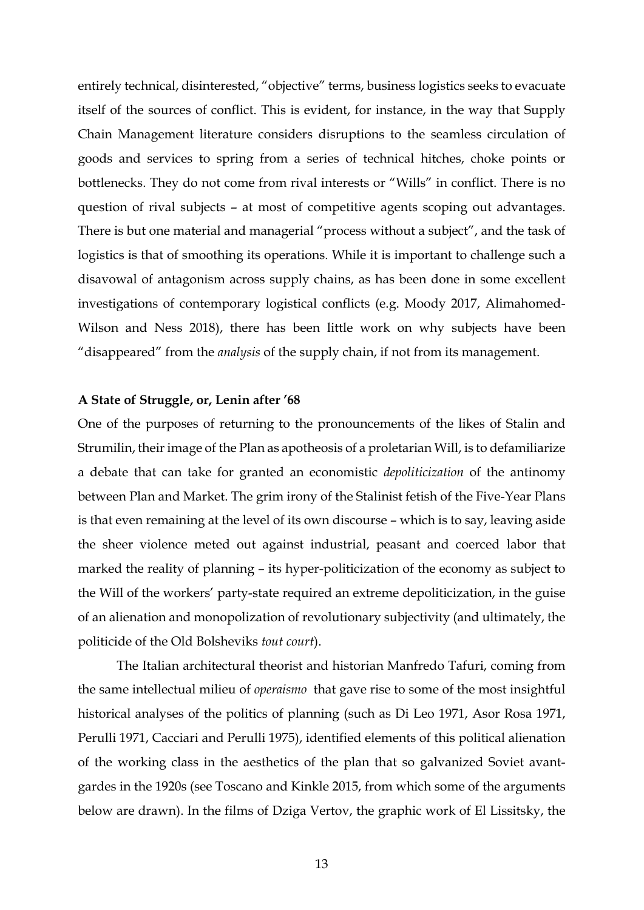entirely technical, disinterested, "objective" terms, business logistics seeks to evacuate itself of the sources of conflict. This is evident, for instance, in the way that Supply Chain Management literature considers disruptions to the seamless circulation of goods and services to spring from a series of technical hitches, choke points or bottlenecks. They do not come from rival interests or "Wills" in conflict. There is no question of rival subjects – at most of competitive agents scoping out advantages. There is but one material and managerial "process without a subject", and the task of logistics is that of smoothing its operations. While it is important to challenge such a disavowal of antagonism across supply chains, as has been done in some excellent investigations of contemporary logistical conflicts (e.g. Moody 2017, Alimahomed-Wilson and Ness 2018), there has been little work on why subjects have been "disappeared" from the *analysis* of the supply chain, if not from its management.

**A State of Struggle, or, Lenin after '68**

One of the purposes of returning to the pronouncements of the likes of Stalin and Strumilin, their image of the Plan as apotheosis of a proletarian Will, is to defamiliarize a debate that can take for granted an economistic *depoliticization* of the antinomy between Plan and Market. The grim irony of the Stalinist fetish of the Five-Year Plans is that even remaining at the level of its own discourse – which is to say, leaving aside the sheer violence meted out against industrial, peasant and coerced labor that marked the reality of planning – its hyper-politicization of the economy as subject to the Will of the workers' party-state required an extreme depoliticization, in the guise of an alienation and monopolization of revolutionary subjectivity (and ultimately, the politicide of the Old Bolsheviks *tout court*).

The Italian architectural theorist and historian Manfredo Tafuri, coming from the same intellectual milieu of *operaismo* that gave rise to some of the most insightful historical analyses of the politics of planning (such as Di Leo 1971, Asor Rosa 1971, Perulli 1971, Cacciari and Perulli 1975), identified elements of this political alienation of the working class in the aesthetics of the plan that so galvanized Soviet avant-gardes in the 1920s (see Toscano and Kinkle 2015, from which some of the arguments below are drawn). In the films of Dziga Vertov, the graphic work of El Lissitsky, the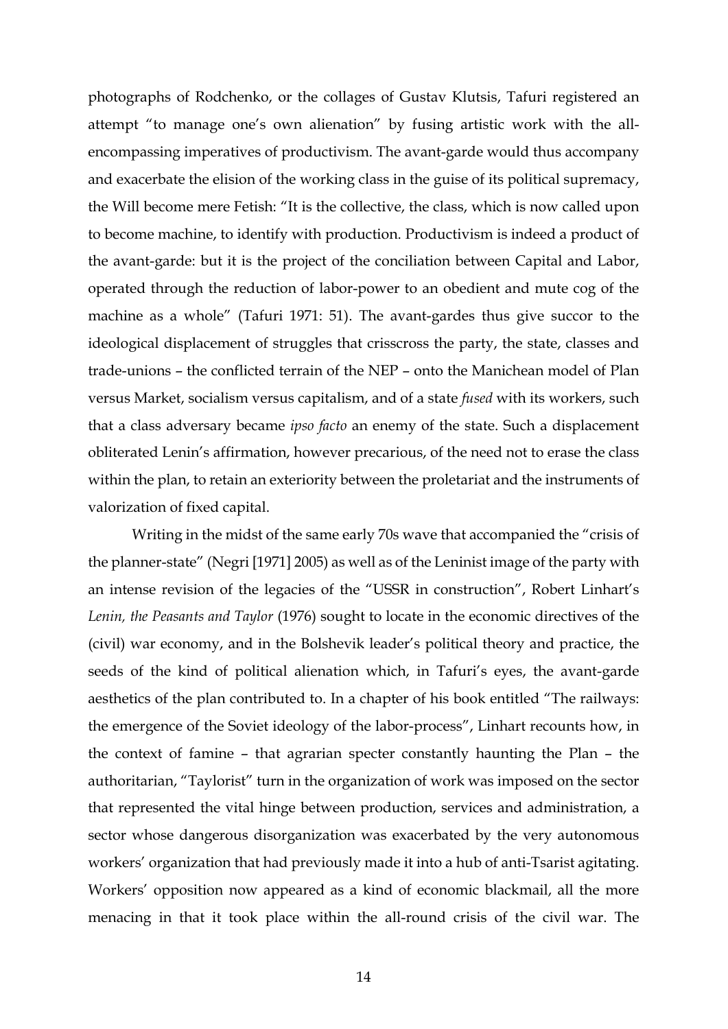photographs of Rodchenko, or the collages of Gustav Klutsis, Tafuri registered an attempt "to manage one's own alienation" by fusing artistic work with the all-encompassing imperatives of productivism. The avant-garde would thus accompany and exacerbate the elision of the working class in the guise of its political supremacy, the Will become mere Fetish: "It is the collective, the class, which is now called upon to become machine, to identify with production. Productivism is indeed a product of the avant-garde: but it is the project of the conciliation between Capital and Labor, operated through the reduction of labor-power to an obedient and mute cog of the machine as a whole" (Tafuri 1971: 51). The avant-gardes thus give succor to the ideological displacement of struggles that crisscross the party, the state, classes and trade-unions – the conflicted terrain of the NEP – onto the Manichean model of Plan versus Market, socialism versus capitalism, and of a state *fused* with its workers, such that a class adversary became *ipso facto* an enemy of the state. Such a displacement obliterated Lenin's affirmation, however precarious, of the need not to erase the class within the plan, to retain an exteriority between the proletariat and the instruments of valorization of fixed capital.

Writing in the midst of the same early 70s wave that accompanied the "crisis of the planner-state" (Negri [1971] 2005) as well as of the Leninist image of the party with an intense revision of the legacies of the "USSR in construction", Robert Linhart's *Lenin, the Peasants and Taylor* (1976) sought to locate in the economic directives of the (civil) war economy, and in the Bolshevik leader's political theory and practice, the seeds of the kind of political alienation which, in Tafuri's eyes, the avant-garde aesthetics of the plan contributed to. In a chapter of his book entitled "The railways: the emergence of the Soviet ideology of the labor-process", Linhart recounts how, in the context of famine – that agrarian specter constantly haunting the Plan – the authoritarian, "Taylorist" turn in the organization of work was imposed on the sector that represented the vital hinge between production, services and administration, a sector whose dangerous disorganization was exacerbated by the very autonomous workers' organization that had previously made it into a hub of anti-Tsarist agitating. Workers' opposition now appeared as a kind of economic blackmail, all the more menacing in that it took place within the all-round crisis of the civil war. The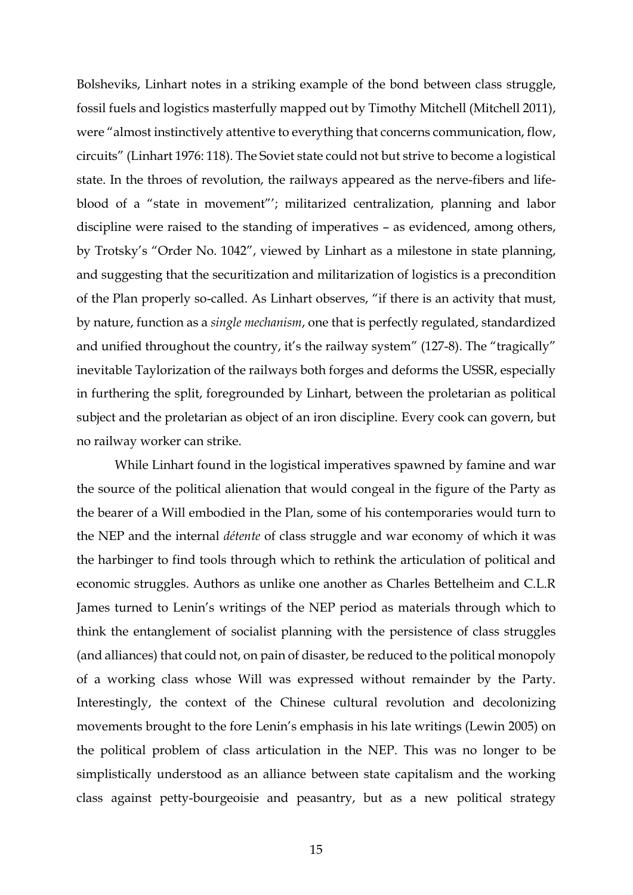Bolsheviks, Linhart notes in a striking example of the bond between class struggle, fossil fuels and logistics masterfully mapped out by Timothy Mitchell (Mitchell 2011), were "almost instinctively attentive to everything that concerns communication, flow, circuits" (Linhart 1976: 118). The Soviet state could not but strive to become a logistical state. In the throes of revolution, the railways appeared as the nerve-fibers and life-blood of a "state in movement"'; militarized centralization, planning and labor discipline were raised to the standing of imperatives – as evidenced, among others, by Trotsky's "Order No. 1042", viewed by Linhart as a milestone in state planning, and suggesting that the securitization and militarization of logistics is a precondition of the Plan properly so-called. As Linhart observes, "if there is an activity that must, by nature, function as a *single mechanism*, one that is perfectly regulated, standardized and unified throughout the country, it's the railway system" (127-8). The "tragically" inevitable Taylorization of the railways both forges and deforms the USSR, especially in furthering the split, foregrounded by Linhart, between the proletarian as political subject and the proletarian as object of an iron discipline. Every cook can govern, but no railway worker can strike.

While Linhart found in the logistical imperatives spawned by famine and war the source of the political alienation that would congeal in the figure of the Party as the bearer of a Will embodied in the Plan, some of his contemporaries would turn to the NEP and the internal *détente* of class struggle and war economy of which it was the harbinger to find tools through which to rethink the articulation of political and economic struggles. Authors as unlike one another as Charles Bettelheim and C.L.R James turned to Lenin's writings of the NEP period as materials through which to think the entanglement of socialist planning with the persistence of class struggles (and alliances) that could not, on pain of disaster, be reduced to the political monopoly of a working class whose Will was expressed without remainder by the Party. Interestingly, the context of the Chinese cultural revolution and decolonizing movements brought to the fore Lenin's emphasis in his late writings (Lewin 2005) on the political problem of class articulation in the NEP. This was no longer to be simplistically understood as an alliance between state capitalism and the working class against petty-bourgeoisie and peasantry, but as a new political strategy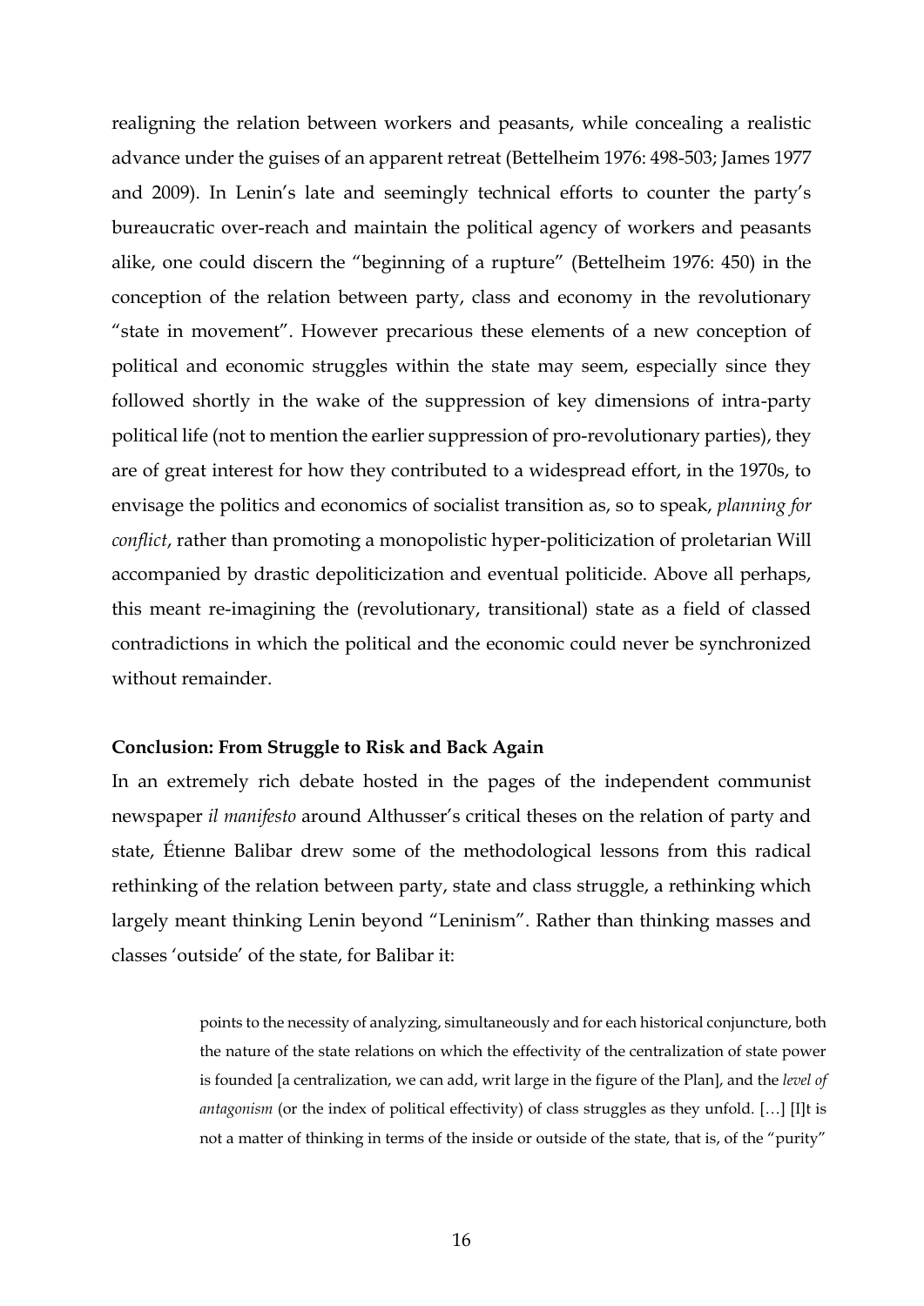realigning the relation between workers and peasants, while concealing a realistic advance under the guises of an apparent retreat (Bettelheim 1976: 498-503; James 1977 and 2009). In Lenin's late and seemingly technical efforts to counter the party's bureaucratic over-reach and maintain the political agency of workers and peasants alike, one could discern the "beginning of a rupture" (Bettelheim 1976: 450) in the conception of the relation between party, class and economy in the revolutionary "state in movement". However precarious these elements of a new conception of political and economic struggles within the state may seem, especially since they followed shortly in the wake of the suppression of key dimensions of intra-party political life (not to mention the earlier suppression of pro-revolutionary parties), they are of great interest for how they contributed to a widespread effort, in the 1970s, to envisage the politics and economics of socialist transition as, so to speak, *planning for conflict*, rather than promoting a monopolistic hyper-politicization of proletarian Will accompanied by drastic depoliticization and eventual politicide. Above all perhaps, this meant re-imagining the (revolutionary, transitional) state as a field of classed contradictions in which the political and the economic could never be synchronized without remainder.

### Conclusion: From Struggle to Risk and Back Again

In an extremely rich debate hosted in the pages of the independent communist newspaper *il manifesto* around Althusser's critical theses on the relation of party and state, Étienne Balibar drew some of the methodological lessons from this radical rethinking of the relation between party, state and class struggle, a rethinking which largely meant thinking Lenin beyond "Leninism". Rather than thinking masses and classes 'outside' of the state, for Balibar it:

> points to the necessity of analyzing, simultaneously and for each historical conjuncture, both the nature of the state relations on which the effectivity of the centralization of state power is founded [a centralization, we can add, writ large in the figure of the Plan], and the *level of antagonism* (or the index of political effectivity) of class struggles as they unfold. […] [I]t is not a matter of thinking in terms of the inside or outside of the state, that is, of the "purity"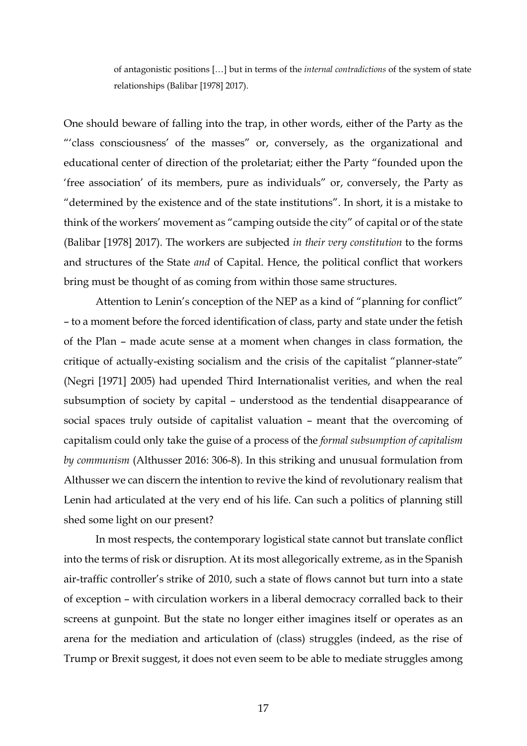> of antagonistic positions […] but in terms of the *internal contradictions* of the system of state relationships (Balibar [1978] 2017).

One should beware of falling into the trap, in other words, either of the Party as the "'class consciousness' of the masses" or, conversely, as the organizational and educational center of direction of the proletariat; either the Party "founded upon the 'free association' of its members, pure as individuals" or, conversely, the Party as "determined by the existence and of the state institutions". In short, it is a mistake to think of the workers' movement as "camping outside the city" of capital or of the state (Balibar [1978] 2017). The workers are subjected *in their very constitution* to the forms and structures of the State *and* of Capital. Hence, the political conflict that workers bring must be thought of as coming from within those same structures.

Attention to Lenin's conception of the NEP as a kind of "planning for conflict" – to a moment before the forced identification of class, party and state under the fetish of the Plan – made acute sense at a moment when changes in class formation, the critique of actually-existing socialism and the crisis of the capitalist "planner-state" (Negri [1971] 2005) had upended Third Internationalist verities, and when the real subsumption of society by capital – understood as the tendential disappearance of social spaces truly outside of capitalist valuation – meant that the overcoming of capitalism could only take the guise of a process of the *formal subsumption of capitalism by communism* (Althusser 2016: 306-8). In this striking and unusual formulation from Althusser we can discern the intention to revive the kind of revolutionary realism that Lenin had articulated at the very end of his life. Can such a politics of planning still shed some light on our present?

In most respects, the contemporary logistical state cannot but translate conflict into the terms of risk or disruption. At its most allegorically extreme, as in the Spanish air-traffic controller's strike of 2010, such a state of flows cannot but turn into a state of exception – with circulation workers in a liberal democracy corralled back to their screens at gunpoint. But the state no longer either imagines itself or operates as an arena for the mediation and articulation of (class) struggles (indeed, as the rise of Trump or Brexit suggest, it does not even seem to be able to mediate struggles among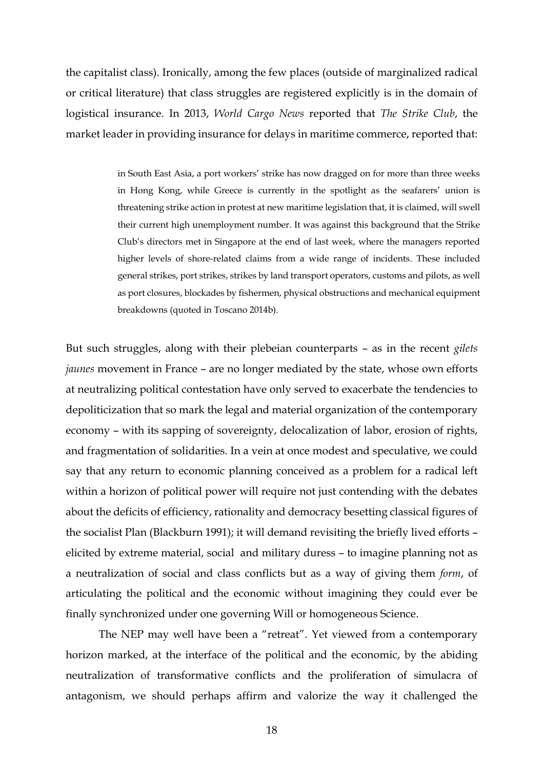the capitalist class). Ironically, among the few places (outside of marginalized radical or critical literature) that class struggles are registered explicitly is in the domain of logistical insurance. In 2013, *World Cargo News* reported that *The Strike Club*, the market leader in providing insurance for delays in maritime commerce, reported that:

> in South East Asia, a port workers' strike has now dragged on for more than three weeks in Hong Kong, while Greece is currently in the spotlight as the seafarers' union is threatening strike action in protest at new maritime legislation that, it is claimed, will swell their current high unemployment number. It was against this background that the Strike Club's directors met in Singapore at the end of last week, where the managers reported higher levels of shore-related claims from a wide range of incidents. These included general strikes, port strikes, strikes by land transport operators, customs and pilots, as well as port closures, blockades by fishermen, physical obstructions and mechanical equipment breakdowns (quoted in Toscano 2014b).

But such struggles, along with their plebeian counterparts – as in the recent *gilets jaunes* movement in France – are no longer mediated by the state, whose own efforts at neutralizing political contestation have only served to exacerbate the tendencies to depoliticization that so mark the legal and material organization of the contemporary economy – with its sapping of sovereignty, delocalization of labor, erosion of rights, and fragmentation of solidarities. In a vein at once modest and speculative, we could say that any return to economic planning conceived as a problem for a radical left within a horizon of political power will require not just contending with the debates about the deficits of efficiency, rationality and democracy besetting classical figures of the socialist Plan (Blackburn 1991); it will demand revisiting the briefly lived efforts – elicited by extreme material, social and military duress – to imagine planning not as a neutralization of social and class conflicts but as a way of giving them *form*, of articulating the political and the economic without imagining they could ever be finally synchronized under one governing Will or homogeneous Science.

The NEP may well have been a "retreat". Yet viewed from a contemporary horizon marked, at the interface of the political and the economic, by the abiding neutralization of transformative conflicts and the proliferation of simulacra of antagonism, we should perhaps affirm and valorize the way it challenged the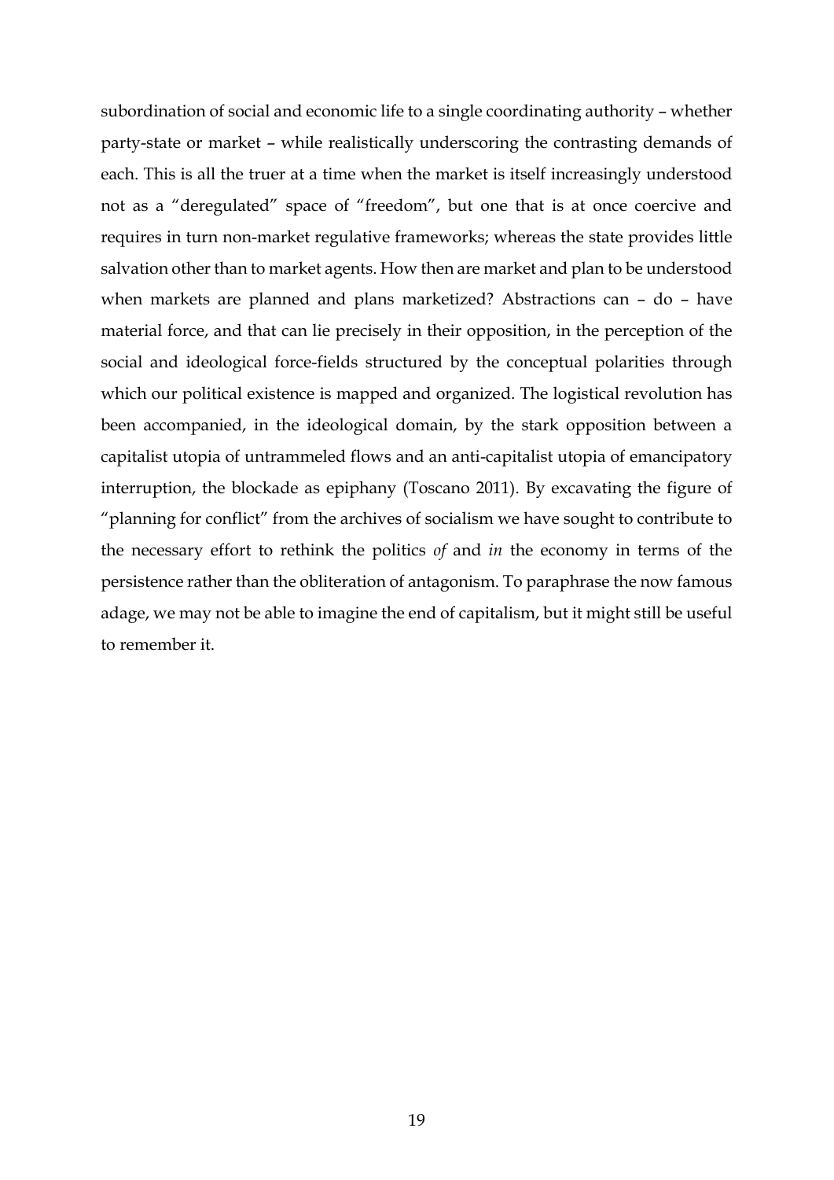subordination of social and economic life to a single coordinating authority – whether party-state or market – while realistically underscoring the contrasting demands of each. This is all the truer at a time when the market is itself increasingly understood not as a "deregulated" space of "freedom", but one that is at once coercive and requires in turn non-market regulative frameworks; whereas the state provides little salvation other than to market agents. How then are market and plan to be understood when markets are planned and plans marketized? Abstractions can – do – have material force, and that can lie precisely in their opposition, in the perception of the social and ideological force-fields structured by the conceptual polarities through which our political existence is mapped and organized. The logistical revolution has been accompanied, in the ideological domain, by the stark opposition between a capitalist utopia of untrammeled flows and an anti-capitalist utopia of emancipatory interruption, the blockade as epiphany (Toscano 2011). By excavating the figure of "planning for conflict" from the archives of socialism we have sought to contribute to the necessary effort to rethink the politics *of* and *in* the economy in terms of the persistence rather than the obliteration of antagonism. To paraphrase the now famous adage, we may not be able to imagine the end of capitalism, but it might still be useful to remember it.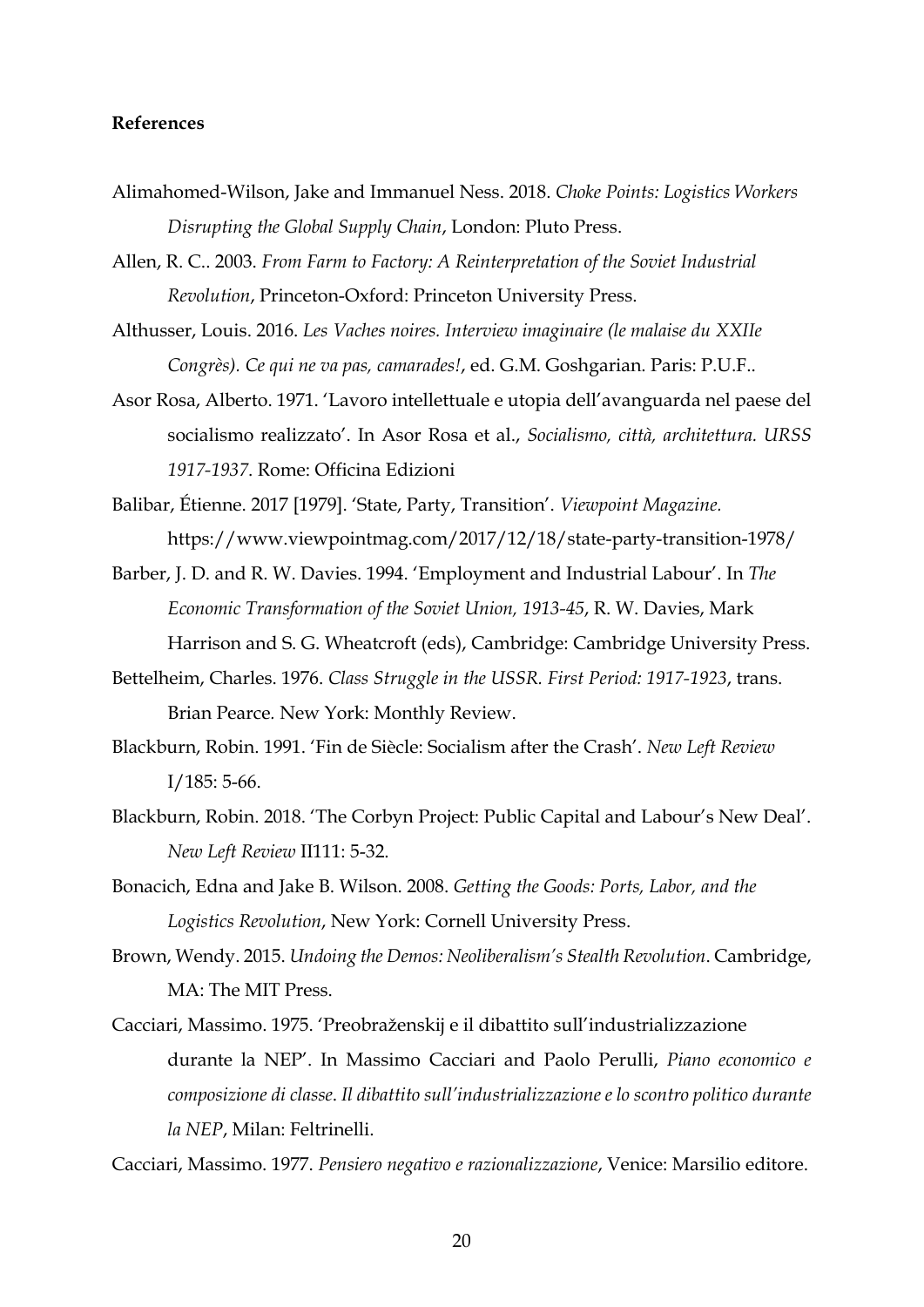**References**

Alimahomed-Wilson, Jake and Immanuel Ness. 2018. *Choke Points: Logistics Workers Disrupting the Global Supply Chain*, London: Pluto Press.

Allen, R. C.. 2003. *From Farm to Factory: A Reinterpretation of the Soviet Industrial Revolution*, Princeton-Oxford: Princeton University Press.

Althusser, Louis. 2016. *Les Vaches noires. Interview imaginaire (le malaise du XXIIe Congrès). Ce qui ne va pas, camarades!*, ed. G.M. Goshgarian. Paris: P.U.F..

Asor Rosa, Alberto. 1971. 'Lavoro intellettuale e utopia dell'avanguarda nel paese del socialismo realizzato'. In Asor Rosa et al., *Socialismo, città, architettura. URSS 1917-1937*. Rome: Officina Edizioni

Balibar, Étienne. 2017 [1979]. 'State, Party, Transition'. *Viewpoint Magazine.* https://www.viewpointmag.com/2017/12/18/state-party-transition-1978/

Barber, J. D. and R. W. Davies. 1994. 'Employment and Industrial Labour'. In *The Economic Transformation of the Soviet Union, 1913-45*, R. W. Davies, Mark Harrison and S. G. Wheatcroft (eds), Cambridge: Cambridge University Press.

Bettelheim, Charles. 1976. *Class Struggle in the USSR. First Period: 1917-1923*, trans. Brian Pearce. New York: Monthly Review.

Blackburn, Robin. 1991. 'Fin de Siècle: Socialism after the Crash'. *New Left Review* I/185: 5-66.

Blackburn, Robin. 2018. 'The Corbyn Project: Public Capital and Labour's New Deal'. *New Left Review* II111: 5-32.

Bonacich, Edna and Jake B. Wilson. 2008. *Getting the Goods: Ports, Labor, and the Logistics Revolution*, New York: Cornell University Press.

Brown, Wendy. 2015. *Undoing the Demos: Neoliberalism's Stealth Revolution*. Cambridge, MA: The MIT Press.

Cacciari, Massimo. 1975. 'Preobraženskij e il dibattito sull'industrializzazione durante la NEP'. In Massimo Cacciari and Paolo Perulli, *Piano economico e composizione di classe. Il dibattito sull'industrializzazione e lo scontro politico durante la NEP*, Milan: Feltrinelli.

Cacciari, Massimo. 1977. *Pensiero negativo e razionalizzazione*, Venice: Marsilio editore.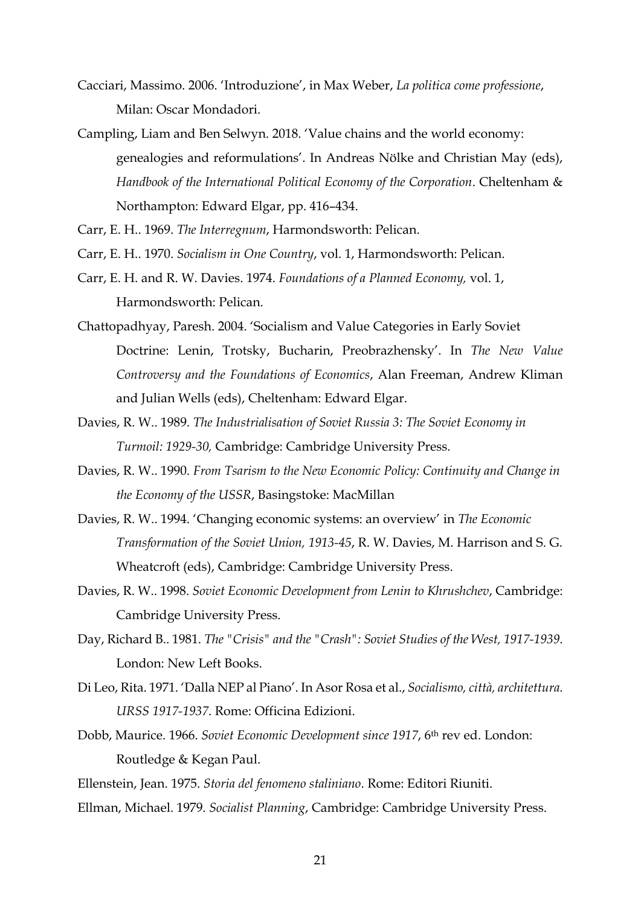Cacciari, Massimo. 2006. 'Introduzione', in Max Weber, *La politica come professione*, Milan: Oscar Mondadori.

Campling, Liam and Ben Selwyn. 2018. 'Value chains and the world economy: genealogies and reformulations'. In Andreas Nölke and Christian May (eds), *Handbook of the International Political Economy of the Corporation*. Cheltenham & Northampton: Edward Elgar, pp. 416–434.

Carr, E. H.. 1969. *The Interregnum*, Harmondsworth: Pelican.

Carr, E. H.. 1970. *Socialism in One Country*, vol. 1, Harmondsworth: Pelican.

Carr, E. H. and R. W. Davies. 1974. *Foundations of a Planned Economy,* vol. 1, Harmondsworth: Pelican.

Chattopadhyay, Paresh. 2004. 'Socialism and Value Categories in Early Soviet Doctrine: Lenin, Trotsky, Bucharin, Preobrazhensky'. In *The New Value Controversy and the Foundations of Economics*, Alan Freeman, Andrew Kliman and Julian Wells (eds), Cheltenham: Edward Elgar.

Davies, R. W.. 1989. *The Industrialisation of Soviet Russia 3: The Soviet Economy in Turmoil: 1929-30,* Cambridge: Cambridge University Press.

Davies, R. W.. 1990. *From Tsarism to the New Economic Policy: Continuity and Change in the Economy of the USSR*, Basingstoke: MacMillan

Davies, R. W.. 1994. 'Changing economic systems: an overview' in *The Economic Transformation of the Soviet Union, 1913-45*, R. W. Davies, M. Harrison and S. G. Wheatcroft (eds), Cambridge: Cambridge University Press.

Davies, R. W.. 1998. *Soviet Economic Development from Lenin to Khrushchev*, Cambridge: Cambridge University Press.

Day, Richard B.. 1981. *The "Crisis" and the "Crash": Soviet Studies of the West, 1917-1939*. London: New Left Books.

Di Leo, Rita. 1971. 'Dalla NEP al Piano'. In Asor Rosa et al., *Socialismo, città, architettura. URSS 1917-1937*. Rome: Officina Edizioni.

Dobb, Maurice. 1966. *Soviet Economic Development since 1917*, 6th rev ed. London: Routledge & Kegan Paul.

Ellenstein, Jean. 1975. *Storia del fenomeno staliniano*. Rome: Editori Riuniti.

Ellman, Michael. 1979. *Socialist Planning*, Cambridge: Cambridge University Press.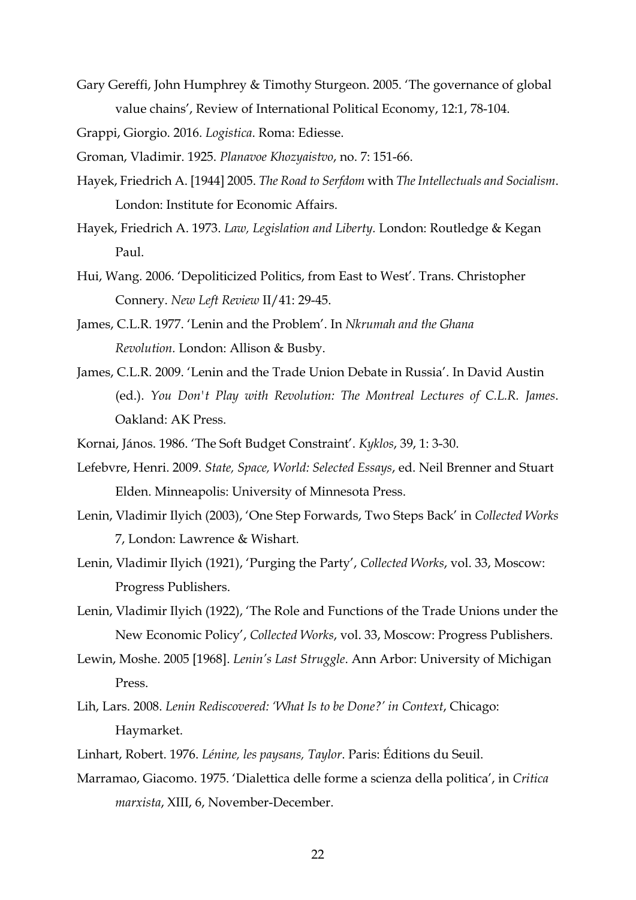Gary Gereffi, John Humphrey & Timothy Sturgeon. 2005. 'The governance of global value chains', Review of International Political Economy, 12:1, 78-104.

Grappi, Giorgio. 2016. *Logistica*. Roma: Ediesse.

Groman, Vladimir. 1925. *Planavoe Khozyaistvo*, no. 7: 151-66.

Hayek, Friedrich A. [1944] 2005. *The Road to Serfdom* with *The Intellectuals and Socialism*. London: Institute for Economic Affairs.

Hayek, Friedrich A. 1973. *Law, Legislation and Liberty.* London: Routledge & Kegan Paul.

Hui, Wang. 2006. 'Depoliticized Politics, from East to West'. Trans. Christopher Connery. *New Left Review* II/41: 29-45.

James, C.L.R. 1977. 'Lenin and the Problem'. In *Nkrumah and the Ghana Revolution*. London: Allison & Busby.

James, C.L.R. 2009. 'Lenin and the Trade Union Debate in Russia'. In David Austin (ed.). *You Don't Play with Revolution: The Montreal Lectures of C.L.R. James*. Oakland: AK Press.

Kornai, János. 1986. 'The Soft Budget Constraint'. *Kyklos*, 39, 1: 3-30.

Lefebvre, Henri. 2009. *State, Space, World: Selected Essays*, ed. Neil Brenner and Stuart Elden. Minneapolis: University of Minnesota Press.

Lenin, Vladimir Ilyich (2003), 'One Step Forwards, Two Steps Back' in *Collected Works* 7, London: Lawrence & Wishart.

Lenin, Vladimir Ilyich (1921), 'Purging the Party', *Collected Works*, vol. 33, Moscow: Progress Publishers.

Lenin, Vladimir Ilyich (1922), 'The Role and Functions of the Trade Unions under the New Economic Policy', *Collected Works*, vol. 33, Moscow: Progress Publishers.

Lewin, Moshe. 2005 [1968]. *Lenin's Last Struggle*. Ann Arbor: University of Michigan Press.

Lih, Lars. 2008. *Lenin Rediscovered: 'What Is to be Done?' in Context*, Chicago: Haymarket.

Linhart, Robert. 1976. *Lénine, les paysans, Taylor*. Paris: Éditions du Seuil.

Marramao, Giacomo. 1975. 'Dialettica delle forme a scienza della politica', in *Critica marxista*, XIII, 6, November-December.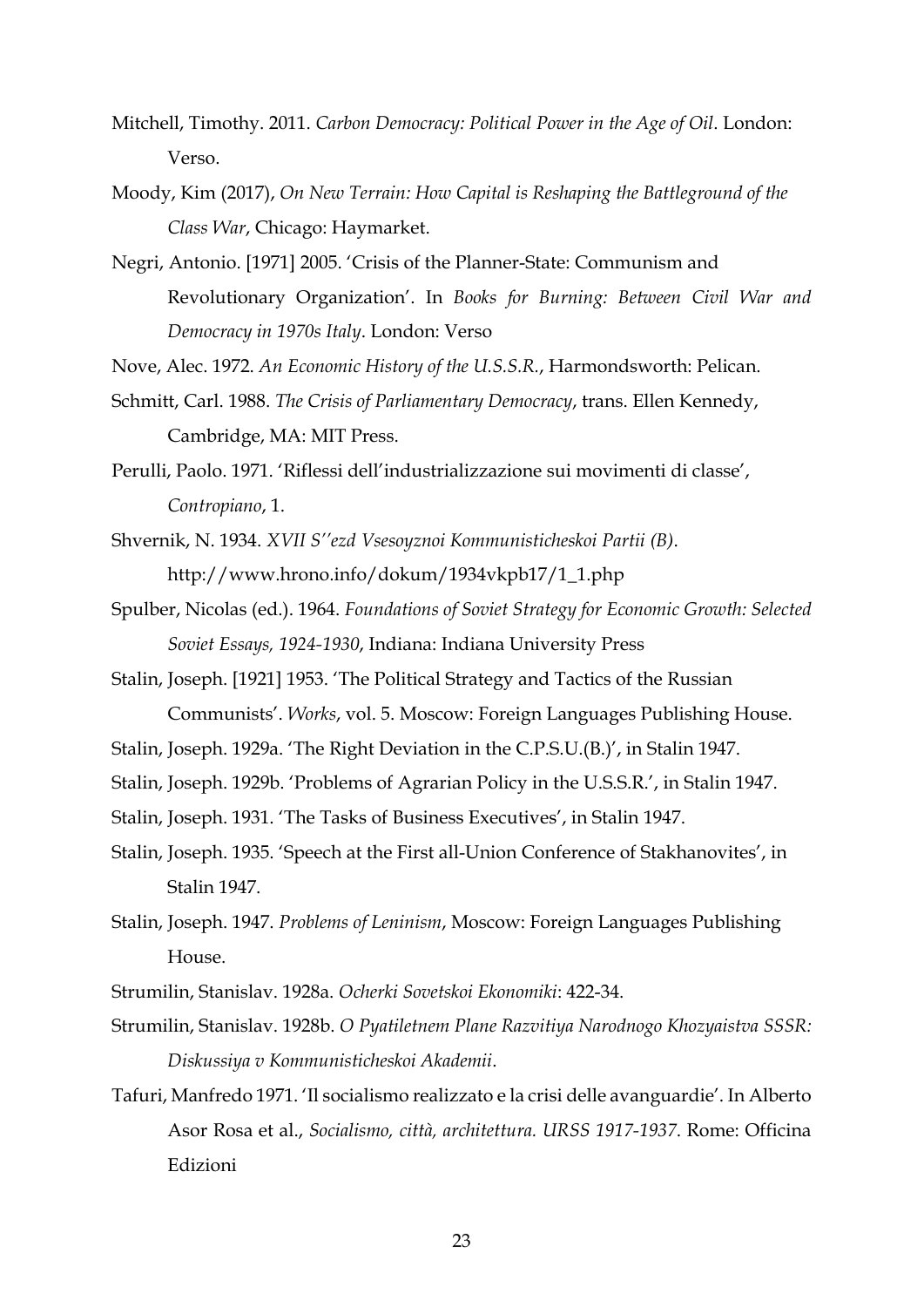Mitchell, Timothy. 2011. *Carbon Democracy: Political Power in the Age of Oil*. London: Verso.

Moody, Kim (2017), *On New Terrain: How Capital is Reshaping the Battleground of the Class War*, Chicago: Haymarket.

Negri, Antonio. [1971] 2005. 'Crisis of the Planner-State: Communism and Revolutionary Organization'. In *Books for Burning: Between Civil War and Democracy in 1970s Italy*. London: Verso

Nove, Alec. 1972. *An Economic History of the U.S.S.R.*, Harmondsworth: Pelican.

Schmitt, Carl. 1988. *The Crisis of Parliamentary Democracy*, trans. Ellen Kennedy, Cambridge, MA: MIT Press.

Perulli, Paolo. 1971. 'Riflessi dell'industrializzazione sui movimenti di classe', *Contropiano*, 1.

Shvernik, N. 1934. *XVII S''ezd Vsesoyznoi Kommunisticheskoi Partii (B)*. http://www.hrono.info/dokum/1934vkpb17/1_1.php

Spulber, Nicolas (ed.). 1964. *Foundations of Soviet Strategy for Economic Growth: Selected Soviet Essays, 1924-1930*, Indiana: Indiana University Press

Stalin, Joseph. [1921] 1953. 'The Political Strategy and Tactics of the Russian Communists'. *Works*, vol. 5. Moscow: Foreign Languages Publishing House.

Stalin, Joseph. 1929a. 'The Right Deviation in the C.P.S.U.(B.)', in Stalin 1947.

Stalin, Joseph. 1929b. 'Problems of Agrarian Policy in the U.S.S.R.', in Stalin 1947.

Stalin, Joseph. 1931. 'The Tasks of Business Executives', in Stalin 1947.

Stalin, Joseph. 1935. 'Speech at the First all-Union Conference of Stakhanovites', in Stalin 1947.

Stalin, Joseph. 1947. *Problems of Leninism*, Moscow: Foreign Languages Publishing House.

Strumilin, Stanislav. 1928a. *Ocherki Sovetskoi Ekonomiki*: 422-34.

Strumilin, Stanislav. 1928b. *O Pyatiletnem Plane Razvitiya Narodnogo Khozyaistva SSSR: Diskussiya v Kommunisticheskoi Akademii*.

Tafuri, Manfredo 1971. 'Il socialismo realizzato e la crisi delle avanguardie'. In Alberto Asor Rosa et al., *Socialismo, città, architettura. URSS 1917-1937*. Rome: Officina Edizioni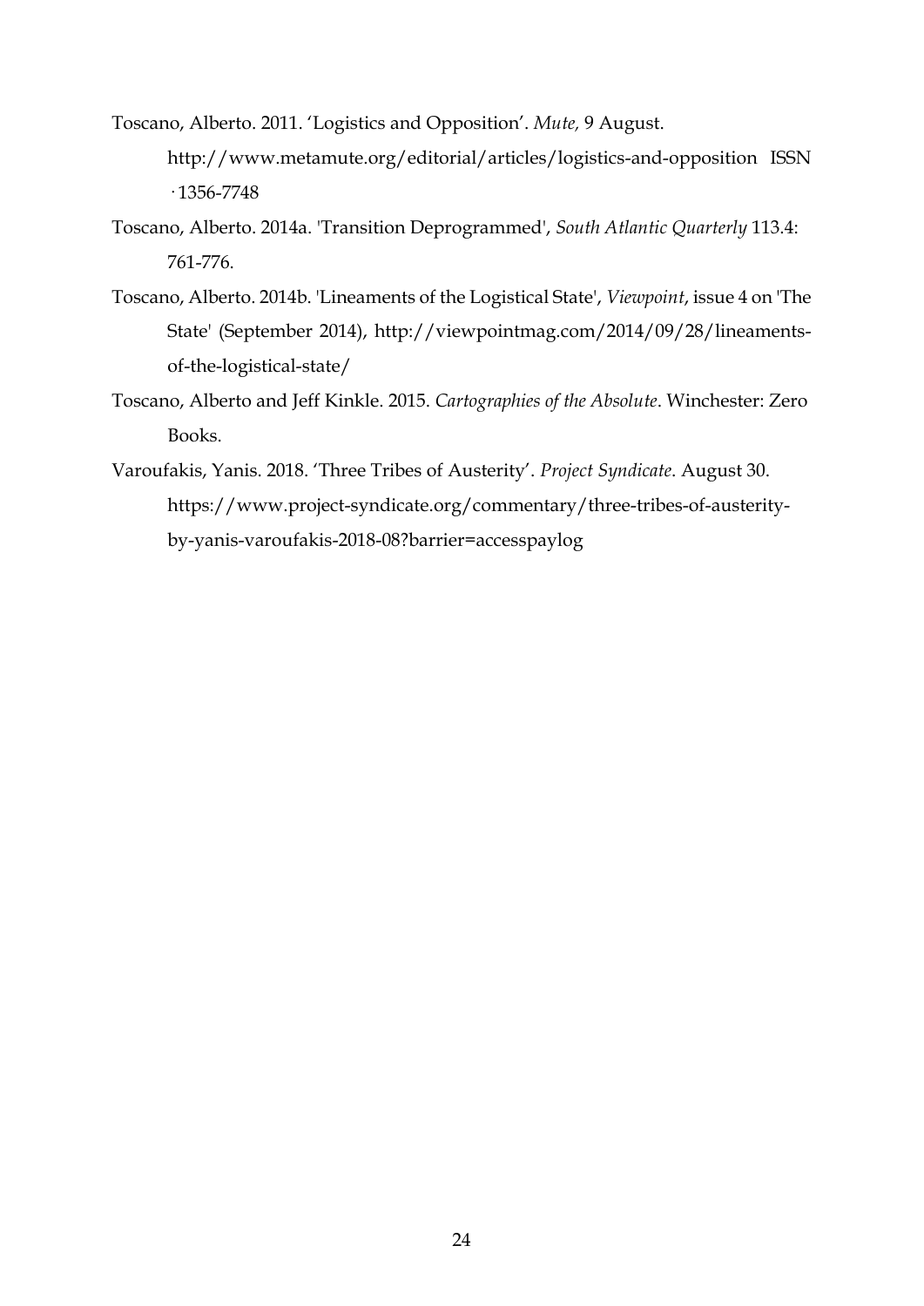Toscano, Alberto. 2011. 'Logistics and Opposition'. *Mute,* 9 August. http://www.metamute.org/editorial/articles/logistics-and-opposition ISSN · 1356-7748

Toscano, Alberto. 2014a. 'Transition Deprogrammed', *South Atlantic Quarterly* 113.4: 761-776.

Toscano, Alberto. 2014b. 'Lineaments of the Logistical State', *Viewpoint*, issue 4 on 'The State' (September 2014), http://viewpointmag.com/2014/09/28/lineaments-of-the-logistical-state/

Toscano, Alberto and Jeff Kinkle. 2015. *Cartographies of the Absolute*. Winchester: Zero Books.

Varoufakis, Yanis. 2018. 'Three Tribes of Austerity'. *Project Syndicate*. August 30. https://www.project-syndicate.org/commentary/three-tribes-of-austerity-by-yanis-varoufakis-2018-08?barrier=accesspaylog